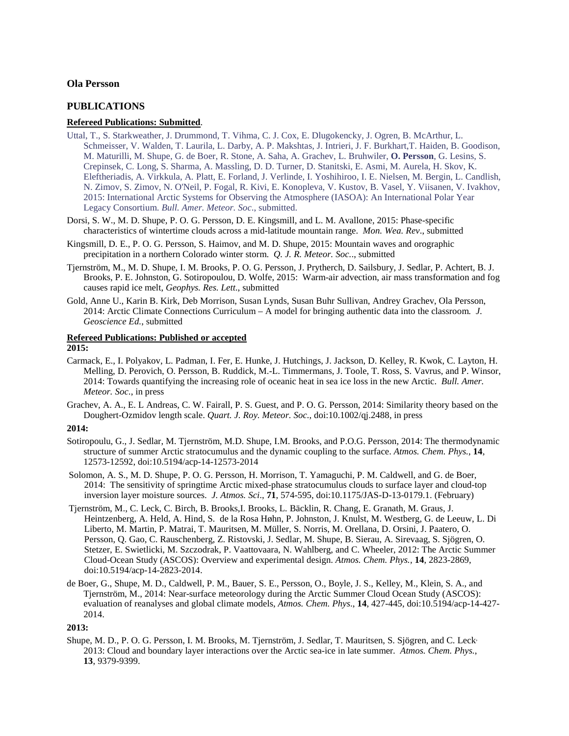**Ola Persson**

## PUBLICATIONS

### Refereed Publications: Submitted.

Uttal, T., S. Starkweather, J. Drummond, T. Vihma, C. J. Cox, E. Dlugokencky, J. Ogren, B. McArthur, L. Schmeisser, V. Walden, T. Laurila, L. Darby, A. P. Makshtas, J. Intrieri, J. F. Burkhart,T. Haiden, B. Goodison, M. Maturilli, M. Shupe, G. de Boer, R. Stone, A. Saha, A. Grachev, L. Bruhwiler, **O. Persson**, G. Lesins, S. Crepinsek, C. Long, S. Sharma, A. Massling, D. D. Turner, D. Stanitski, E. Asmi, M. Aurela, H. Skov, K. Eleftheriadis, A. Virkkula, A. Platt, E. Forland, J. Verlinde, I. Yoshihiroo, I. E. Nielsen, M. Bergin, L. Candlish, N. Zimov, S. Zimov, N. O'Neil, P. Fogal, R. Kivi, E. Konopleva, V. Kustov, B. Vasel, Y. Viisanen, V. Ivakhov, 2015: International Arctic Systems for Observing the Atmosphere (IASOA): An International Polar Year Legacy Consortium. *Bull. Amer. Meteor. Soc*., submitted.

Dorsi, S. W., M. D. Shupe, P. O. G. Persson, D. E. Kingsmill, and L. M. Avallone, 2015: Phase-specific characteristics of wintertime clouds across a mid-latitude mountain range. *Mon. Wea. Rev*., submitted

Kingsmill, D. E., P. O. G. Persson, S. Haimov, and M. D. Shupe, 2015: Mountain waves and orographic precipitation in a northern Colorado winter storm. *Q. J. R. Meteor. Soc*.., submitted

Tjernström, M., M. D. Shupe, I. M. Brooks, P. O. G. Persson, J. Prytherch, D. Sailsbury, J. Sedlar, P. Achtert, B. J. Brooks, P. E. Johnston, G. Sotiropoulou, D. Wolfe, 2015: Warm-air advection, air mass transformation and fog causes rapid ice melt, *Geophys. Res. Lett*., submitted

Gold, Anne U., Karin B. Kirk, Deb Morrison, Susan Lynds, Susan Buhr Sullivan, Andrey Grachev, Ola Persson, 2014: Arctic Climate Connections Curriculum – A model for bringing authentic data into the classroom. *J. Geoscience Ed.*, submitted

### Refereed Publications: Published or accepted

**2015:**

Carmack, E., I. Polyakov, L. Padman, I. Fer, E. Hunke, J. Hutchings, J. Jackson, D. Kelley, R. Kwok, C. Layton, H. Melling, D. Perovich, O. Persson, B. Ruddick, M.-L. Timmermans, J. Toole, T. Ross, S. Vavrus, and P. Winsor, 2014: Towards quantifying the increasing role of oceanic heat in sea ice loss in the new Arctic. *Bull. Amer. Meteor. Soc*., in press

Grachev, A. A., E. L Andreas, C. W. Fairall, P. S. Guest, and P. O. G. Persson, 2014: Similarity theory based on the Doughert-Ozmidov length scale. *Quart. J. Roy. Meteor. Soc*., doi:10.1002/qj.2488, in press

**2014:**

Sotiropoulu, G., J. Sedlar, M. Tjernström, M.D. Shupe, I.M. Brooks, and P.O.G. Persson, 2014: The thermodynamic structure of summer Arctic stratocumulus and the dynamic coupling to the surface. *Atmos. Chem. Phys.*, **14**, 12573-12592, doi:10.5194/acp-14-12573-2014

Solomon, A. S., M. D. Shupe, P. O. G. Persson, H. Morrison, T. Yamaguchi, P. M. Caldwell, and G. de Boer, 2014: The sensitivity of springtime Arctic mixed-phase stratocumulus clouds to surface layer and cloud-top inversion layer moisture sources. *J. Atmos. Sci*., **71**, 574-595, doi:10.1175/JAS-D-13-0179.1. (February)

Tjernström, M., C. Leck, C. Birch, B. Brooks,I. Brooks, L. Bäcklin, R. Chang, E. Granath, M. Graus, J. Heintzenberg, A. Held, A. Hind, S. de la Rosa Høhn, P. Johnston, J. Knulst, M. Westberg, G. de Leeuw, L. Di Liberto, M. Martin, P. Matrai, T. Mauritsen, M. Müller, S. Norris, M. Orellana, D. Orsini, J. Paatero, O. Persson, Q. Gao, C. Rauschenberg, Z. Ristovski, J. Sedlar, M. Shupe, B. Sierau, A. Sirevaag, S. Sjögren, O. Stetzer, E. Swietlicki, M. Szczodrak, P. Vaattovaara, N. Wahlberg, and C. Wheeler, 2012: The Arctic Summer Cloud-Ocean Study (ASCOS): Overview and experimental design. *Atmos. Chem. Phys.*, **14**, 2823-2869, doi:10.5194/acp-14-2823-2014.

de Boer, G., Shupe, M. D., Caldwell, P. M., Bauer, S. E., Persson, O., Boyle, J. S., Kelley, M., Klein, S. A., and Tjernström, M., 2014: Near-surface meteorology during the Arctic Summer Cloud Ocean Study (ASCOS): evaluation of reanalyses and global climate models, *Atmos. Chem. Phys*., **14**, 427-445, doi:10.5194/acp-14-427-2014.

**2013:**

Shupe, M. D., P. O. G. Persson, I. M. Brooks, M. Tjernström, J. Sedlar, T. Mauritsen, S. Sjögren, and C. Leck, 2013: Cloud and boundary layer interactions over the Arctic sea-ice in late summer. *Atmos. Chem. Phys.*, **13**, 9379-9399.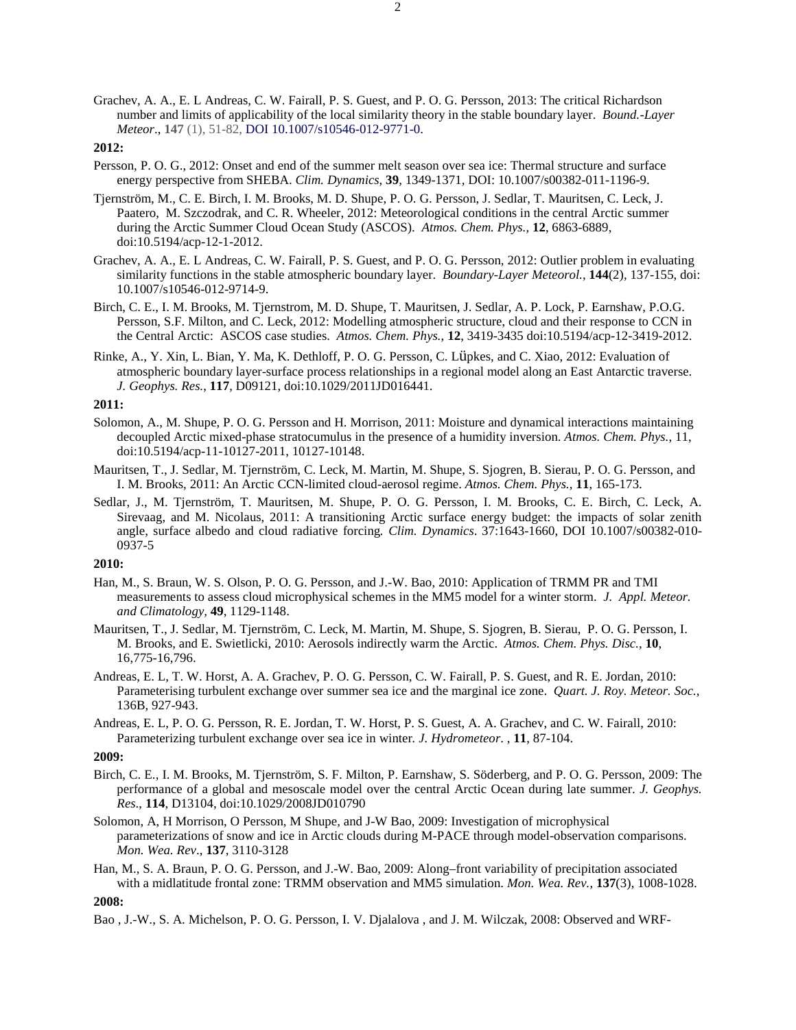Grachev, A. A., E. L Andreas, C. W. Fairall, P. S. Guest, and P. O. G. Persson, 2013: The critical Richardson number and limits of applicability of the local similarity theory in the stable boundary layer. *Bound.-Layer Meteor.*, **147** (1), 51-82, DOI 10.1007/s10546-012-9771-0.

**2012:**

Persson, P. O. G., 2012: Onset and end of the summer melt season over sea ice: Thermal structure and surface energy perspective from SHEBA. *Clim. Dynamics*, **39**, 1349-1371, DOI: 10.1007/s00382-011-1196-9.

Tjernström, M., C. E. Birch, I. M. Brooks, M. D. Shupe, P. O. G. Persson, J. Sedlar, T. Mauritsen, C. Leck, J. Paatero, M. Szczodrak, and C. R. Wheeler, 2012: Meteorological conditions in the central Arctic summer during the Arctic Summer Cloud Ocean Study (ASCOS). *Atmos. Chem. Phys.*, **12**, 6863-6889, doi:10.5194/acp-12-1-2012.

Grachev, A. A., E. L Andreas, C. W. Fairall, P. S. Guest, and P. O. G. Persson, 2012: Outlier problem in evaluating similarity functions in the stable atmospheric boundary layer. *Boundary-Layer Meteorol.*, **144**(2), 137-155, doi: 10.1007/s10546-012-9714-9.

Birch, C. E., I. M. Brooks, M. Tjernstrom, M. D. Shupe, T. Mauritsen, J. Sedlar, A. P. Lock, P. Earnshaw, P.O.G. Persson, S.F. Milton, and C. Leck, 2012: Modelling atmospheric structure, cloud and their response to CCN in the Central Arctic: ASCOS case studies. *Atmos. Chem. Phys.*, **12**, 3419-3435 doi:10.5194/acp-12-3419-2012.

Rinke, A., Y. Xin, L. Bian, Y. Ma, K. Dethloff, P. O. G. Persson, C. Lüpkes, and C. Xiao, 2012: Evaluation of atmospheric boundary layer-surface process relationships in a regional model along an East Antarctic traverse. *J. Geophys. Res.*, **117**, D09121, doi:10.1029/2011JD016441.

**2011:**

Solomon, A., M. Shupe, P. O. G. Persson and H. Morrison, 2011: Moisture and dynamical interactions maintaining decoupled Arctic mixed-phase stratocumulus in the presence of a humidity inversion. *Atmos. Chem. Phys.*, 11, doi:10.5194/acp-11-10127-2011, 10127-10148.

Mauritsen, T., J. Sedlar, M. Tjernström, C. Leck, M. Martin, M. Shupe, S. Sjogren, B. Sierau, P. O. G. Persson, and I. M. Brooks, 2011: An Arctic CCN-limited cloud-aerosol regime. *Atmos. Chem. Phys.*, **11**, 165-173.

Sedlar, J., M. Tjernström, T. Mauritsen, M. Shupe, P. O. G. Persson, I. M. Brooks, C. E. Birch, C. Leck, A. Sirevaag, and M. Nicolaus, 2011: A transitioning Arctic surface energy budget: the impacts of solar zenith angle, surface albedo and cloud radiative forcing. *Clim. Dynamics*. 37:1643-1660, DOI 10.1007/s00382-010-0937-5

**2010:**

Han, M., S. Braun, W. S. Olson, P. O. G. Persson, and J.-W. Bao, 2010: Application of TRMM PR and TMI measurements to assess cloud microphysical schemes in the MM5 model for a winter storm. *J. Appl. Meteor. and Climatology*, **49**, 1129-1148.

Mauritsen, T., J. Sedlar, M. Tjernström, C. Leck, M. Martin, M. Shupe, S. Sjogren, B. Sierau, P. O. G. Persson, I. M. Brooks, and E. Swietlicki, 2010: Aerosols indirectly warm the Arctic. *Atmos. Chem. Phys. Disc.*, **10**, 16,775-16,796.

Andreas, E. L, T. W. Horst, A. A. Grachev, P. O. G. Persson, C. W. Fairall, P. S. Guest, and R. E. Jordan, 2010: Parameterising turbulent exchange over summer sea ice and the marginal ice zone. *Quart. J. Roy. Meteor. Soc.*, 136B, 927-943.

Andreas, E. L, P. O. G. Persson, R. E. Jordan, T. W. Horst, P. S. Guest, A. A. Grachev, and C. W. Fairall, 2010: Parameterizing turbulent exchange over sea ice in winter. *J. Hydrometeor.* , **11**, 87-104.

**2009:**

Birch, C. E., I. M. Brooks, M. Tjernström, S. F. Milton, P. Earnshaw, S. Söderberg, and P. O. G. Persson, 2009: The performance of a global and mesoscale model over the central Arctic Ocean during late summer. *J. Geophys. Res*., **114**, D13104, doi:10.1029/2008JD010790

Solomon, A, H Morrison, O Persson, M Shupe, and J-W Bao, 2009: Investigation of microphysical parameterizations of snow and ice in Arctic clouds during M-PACE through model-observation comparisons. *Mon. Wea. Rev*., **137**, 3110-3128

Han, M., S. A. Braun, P. O. G. Persson, and J.-W. Bao, 2009: Along–front variability of precipitation associated with a midlatitude frontal zone: TRMM observation and MM5 simulation. *Mon. Wea. Rev.*, **137**(3), 1008-1028.

**2008:**

Bao , J.-W., S. A. Michelson, P. O. G. Persson, I. V. Djalalova , and J. M. Wilczak, 2008: Observed and WRF-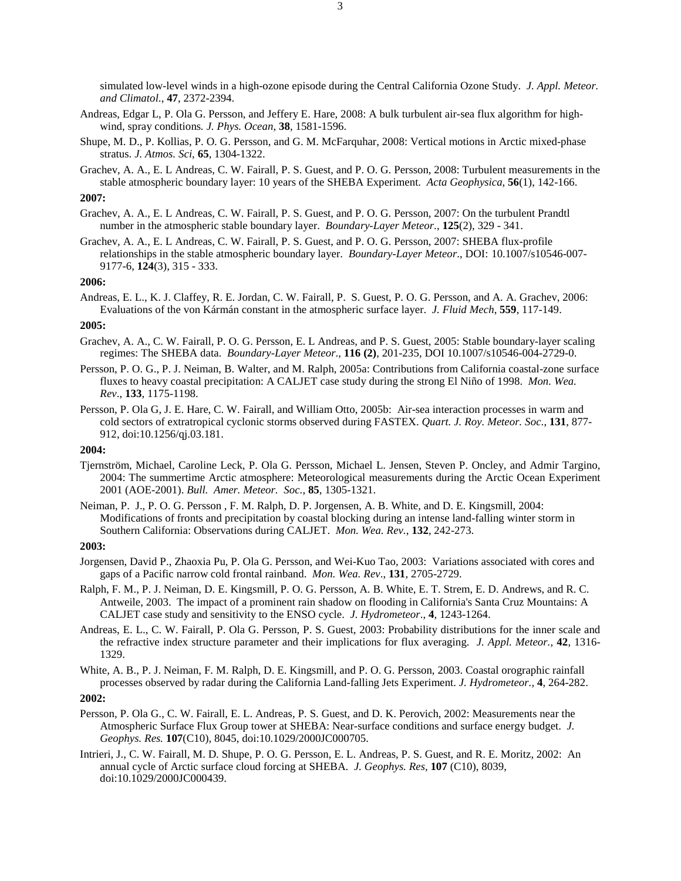simulated low-level winds in a high-ozone episode during the Central California Ozone Study. *J. Appl. Meteor. and Climatol.*, **47**, 2372-2394.

Andreas, Edgar L, P. Ola G. Persson, and Jeffery E. Hare, 2008: A bulk turbulent air-sea flux algorithm for high-wind, spray conditions*. J. Phys. Ocean*, **38**, 1581-1596.

Shupe, M. D., P. Kollias, P. O. G. Persson, and G. M. McFarquhar, 2008: Vertical motions in Arctic mixed-phase stratus. *J. Atmos. Sci*, **65**, 1304-1322.

Grachev, A. A., E. L Andreas, C. W. Fairall, P. S. Guest, and P. O. G. Persson, 2008: Turbulent measurements in the stable atmospheric boundary layer: 10 years of the SHEBA Experiment. *Acta Geophysica*, **56**(1), 142-166.

**2007:**

Grachev, A. A., E. L Andreas, C. W. Fairall, P. S. Guest, and P. O. G. Persson, 2007: On the turbulent Prandtl number in the atmospheric stable boundary layer. *Boundary-Layer Meteor*., **125**(2), 329 - 341.

Grachev, A. A., E. L Andreas, C. W. Fairall, P. S. Guest, and P. O. G. Persson, 2007: SHEBA flux-profile relationships in the stable atmospheric boundary layer. *Boundary-Layer Meteor*., DOI: 10.1007/s10546-007-9177-6, **124**(3), 315 - 333.

**2006:**

Andreas, E. L., K. J. Claffey, R. E. Jordan, C. W. Fairall, P. S. Guest, P. O. G. Persson, and A. A. Grachev, 2006: Evaluations of the von Kármán constant in the atmospheric surface layer. *J. Fluid Mech*, **559**, 117-149.

**2005:**

Grachev, A. A., C. W. Fairall, P. O. G. Persson, E. L Andreas, and P. S. Guest, 2005: Stable boundary-layer scaling regimes: The SHEBA data. *Boundary-Layer Meteor*., **116 (2)**, 201-235, DOI 10.1007/s10546-004-2729-0.

Persson, P. O. G., P. J. Neiman, B. Walter, and M. Ralph, 2005a: Contributions from California coastal-zone surface fluxes to heavy coastal precipitation: A CALJET case study during the strong El Niño of 1998. *Mon. Wea. Rev*., **133**, 1175-1198.

Persson, P. Ola G, J. E. Hare, C. W. Fairall, and William Otto, 2005b: Air-sea interaction processes in warm and cold sectors of extratropical cyclonic storms observed during FASTEX. *Quart. J. Roy. Meteor. Soc*., **131**, 877-912, doi:10.1256/qj.03.181.

**2004:**

Tjernström, Michael, Caroline Leck, P. Ola G. Persson, Michael L. Jensen, Steven P. Oncley, and Admir Targino, 2004: The summertime Arctic atmosphere: Meteorological measurements during the Arctic Ocean Experiment 2001 (AOE-2001). *Bull. Amer. Meteor. Soc.*, **85**, 1305-1321.

Neiman, P. J., P. O. G. Persson , F. M. Ralph, D. P. Jorgensen, A. B. White, and D. E. Kingsmill, 2004: Modifications of fronts and precipitation by coastal blocking during an intense land-falling winter storm in Southern California: Observations during CALJET. *Mon. Wea. Rev.*, **132**, 242-273.

**2003:**

Jorgensen, David P., Zhaoxia Pu, P. Ola G. Persson, and Wei-Kuo Tao, 2003: Variations associated with cores and gaps of a Pacific narrow cold frontal rainband. *Mon. Wea. Rev*., **131**, 2705-2729.

Ralph, F. M., P. J. Neiman, D. E. Kingsmill, P. O. G. Persson, A. B. White, E. T. Strem, E. D. Andrews, and R. C. Antweile, 2003. The impact of a prominent rain shadow on flooding in California's Santa Cruz Mountains: A CALJET case study and sensitivity to the ENSO cycle. *J. Hydrometeor*., **4**, 1243-1264.

Andreas, E. L., C. W. Fairall, P. Ola G. Persson, P. S. Guest, 2003: Probability distributions for the inner scale and the refractive index structure parameter and their implications for flux averaging. *J. Appl. Meteor.*, **42**, 1316-1329.

White, A. B., P. J. Neiman, F. M. Ralph, D. E. Kingsmill, and P. O. G. Persson, 2003. Coastal orographic rainfall processes observed by radar during the California Land-falling Jets Experiment. *J. Hydrometeor.*, **4**, 264-282.

**2002:**

Persson, P. Ola G., C. W. Fairall, E. L. Andreas, P. S. Guest, and D. K. Perovich, 2002: Measurements near the Atmospheric Surface Flux Group tower at SHEBA: Near-surface conditions and surface energy budget. *J. Geophys. Res.* **107**(C10), 8045, doi:10.1029/2000JC000705.

Intrieri, J., C. W. Fairall, M. D. Shupe, P. O. G. Persson, E. L. Andreas, P. S. Guest, and R. E. Moritz, 2002: An annual cycle of Arctic surface cloud forcing at SHEBA. *J. Geophys. Res,* **107** (C10), 8039, doi:10.1029/2000JC000439.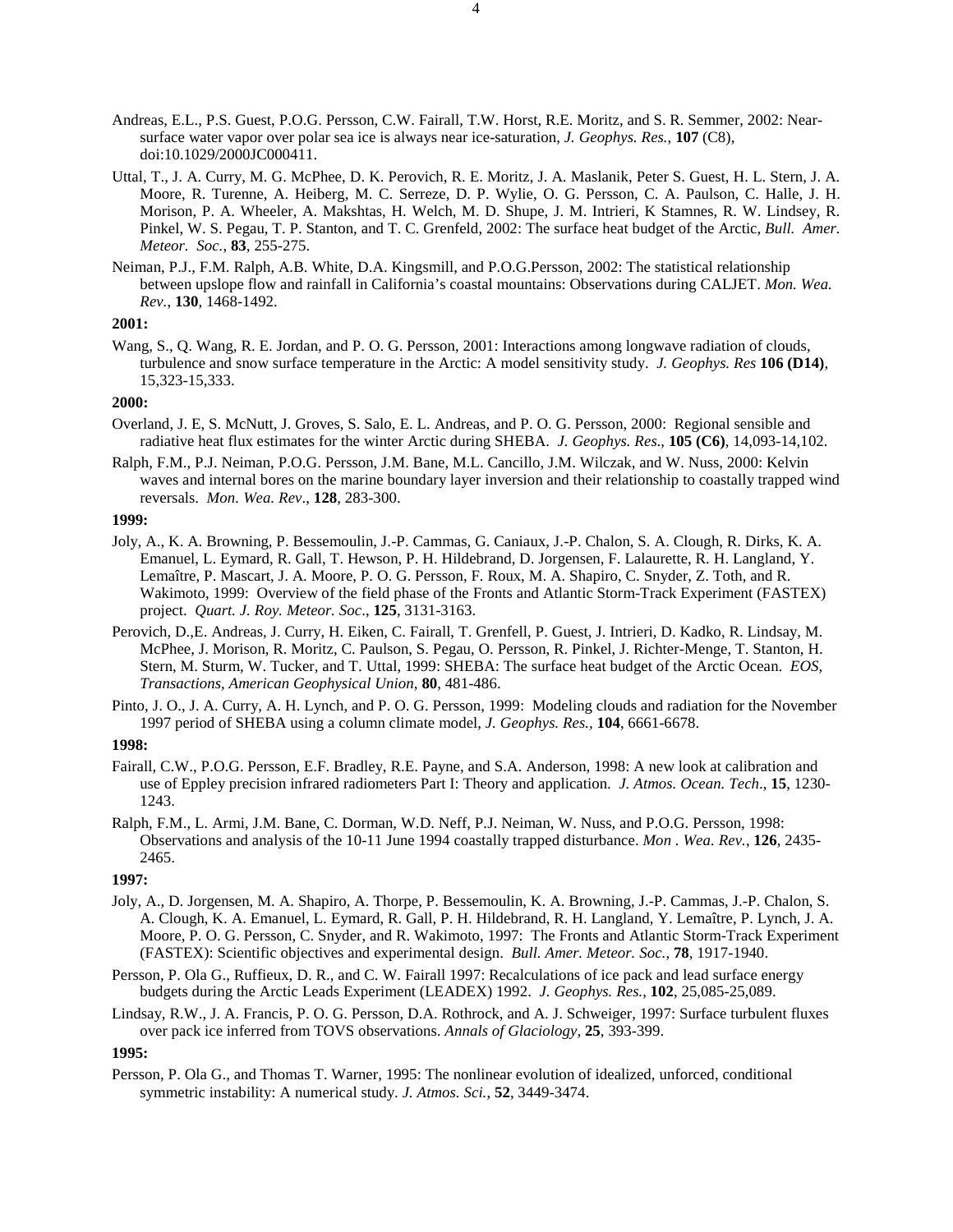Andreas, E.L., P.S. Guest, P.O.G. Persson, C.W. Fairall, T.W. Horst, R.E. Moritz, and S. R. Semmer, 2002: Near-surface water vapor over polar sea ice is always near ice-saturation, *J. Geophys. Res.*, **107** (C8), doi:10.1029/2000JC000411.

Uttal, T., J. A. Curry, M. G. McPhee, D. K. Perovich, R. E. Moritz, J. A. Maslanik, Peter S. Guest, H. L. Stern, J. A. Moore, R. Turenne, A. Heiberg, M. C. Serreze, D. P. Wylie, O. G. Persson, C. A. Paulson, C. Halle, J. H. Morison, P. A. Wheeler, A. Makshtas, H. Welch, M. D. Shupe, J. M. Intrieri, K Stamnes, R. W. Lindsey, R. Pinkel, W. S. Pegau, T. P. Stanton, and T. C. Grenfeld, 2002: The surface heat budget of the Arctic, *Bull. Amer. Meteor. Soc.*, **83**, 255-275.

Neiman, P.J., F.M. Ralph, A.B. White, D.A. Kingsmill, and P.O.G.Persson, 2002: The statistical relationship between upslope flow and rainfall in California's coastal mountains: Observations during CALJET. *Mon. Wea. Rev*., **130**, 1468-1492.

**2001:**

Wang, S., Q. Wang, R. E. Jordan, and P. O. G. Persson, 2001: Interactions among longwave radiation of clouds, turbulence and snow surface temperature in the Arctic: A model sensitivity study. *J. Geophys. Res* **106 (D14)**, 15,323-15,333.

**2000:**

Overland, J. E, S. McNutt, J. Groves, S. Salo, E. L. Andreas, and P. O. G. Persson, 2000: Regional sensible and radiative heat flux estimates for the winter Arctic during SHEBA. *J. Geophys. Res*., **105 (C6)**, 14,093-14,102.

Ralph, F.M., P.J. Neiman, P.O.G. Persson, J.M. Bane, M.L. Cancillo, J.M. Wilczak, and W. Nuss, 2000: Kelvin waves and internal bores on the marine boundary layer inversion and their relationship to coastally trapped wind reversals. *Mon. Wea. Rev*., **128**, 283-300.

**1999:**

Joly, A., K. A. Browning, P. Bessemoulin, J.-P. Cammas, G. Caniaux, J.-P. Chalon, S. A. Clough, R. Dirks, K. A. Emanuel, L. Eymard, R. Gall, T. Hewson, P. H. Hildebrand, D. Jorgensen, F. Lalaurette, R. H. Langland, Y. Lemaître, P. Mascart, J. A. Moore, P. O. G. Persson, F. Roux, M. A. Shapiro, C. Snyder, Z. Toth, and R. Wakimoto, 1999: Overview of the field phase of the Fronts and Atlantic Storm-Track Experiment (FASTEX) project. *Quart. J. Roy. Meteor. Soc*., **125**, 3131-3163.

Perovich, D.,E. Andreas, J. Curry, H. Eiken, C. Fairall, T. Grenfell, P. Guest, J. Intrieri, D. Kadko, R. Lindsay, M. McPhee, J. Morison, R. Moritz, C. Paulson, S. Pegau, O. Persson, R. Pinkel, J. Richter-Menge, T. Stanton, H. Stern, M. Sturm, W. Tucker, and T. Uttal, 1999: SHEBA: The surface heat budget of the Arctic Ocean. *EOS, Transactions, American Geophysical Union*, **80**, 481-486.

Pinto, J. O., J. A. Curry, A. H. Lynch, and P. O. G. Persson, 1999: Modeling clouds and radiation for the November 1997 period of SHEBA using a column climate model, *J. Geophys. Res.,* **104**, 6661-6678.

**1998:**

Fairall, C.W., P.O.G. Persson, E.F. Bradley, R.E. Payne, and S.A. Anderson, 1998: A new look at calibration and use of Eppley precision infrared radiometers Part I: Theory and application. *J. Atmos. Ocean. Tech*., **15**, 1230-1243.

Ralph, F.M., L. Armi, J.M. Bane, C. Dorman, W.D. Neff, P.J. Neiman, W. Nuss, and P.O.G. Persson, 1998: Observations and analysis of the 10-11 June 1994 coastally trapped disturbance. *Mon . Wea. Rev.*, **126**, 2435-2465.

**1997:**

Joly, A., D. Jorgensen, M. A. Shapiro, A. Thorpe, P. Bessemoulin, K. A. Browning, J.-P. Cammas, J.-P. Chalon, S. A. Clough, K. A. Emanuel, L. Eymard, R. Gall, P. H. Hildebrand, R. H. Langland, Y. Lemaître, P. Lynch, J. A. Moore, P. O. G. Persson, C. Snyder, and R. Wakimoto, 1997: The Fronts and Atlantic Storm-Track Experiment (FASTEX): Scientific objectives and experimental design. *Bull. Amer. Meteor. Soc.*, **78**, 1917-1940.

Persson, P. Ola G., Ruffieux, D. R., and C. W. Fairall 1997: Recalculations of ice pack and lead surface energy budgets during the Arctic Leads Experiment (LEADEX) 1992. *J. Geophys. Res.*, **102**, 25,085-25,089.

Lindsay, R.W., J. A. Francis, P. O. G. Persson, D.A. Rothrock, and A. J. Schweiger, 1997: Surface turbulent fluxes over pack ice inferred from TOVS observations. *Annals of Glaciology,* **25**, 393-399.

**1995:**

Persson, P. Ola G., and Thomas T. Warner, 1995: The nonlinear evolution of idealized, unforced, conditional symmetric instability: A numerical study. *J. Atmos. Sci.*, **52**, 3449-3474.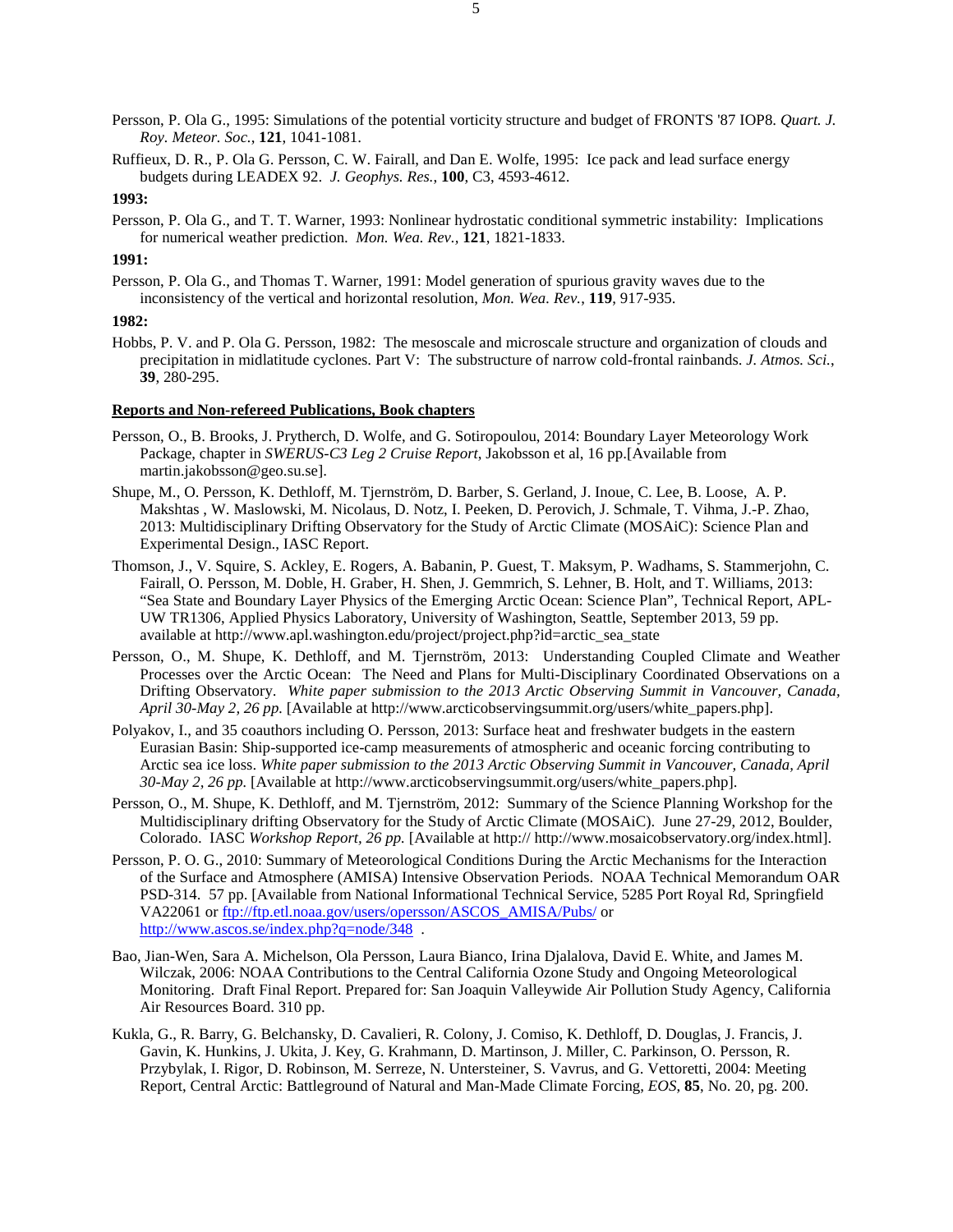Persson, P. Ola G., 1995: Simulations of the potential vorticity structure and budget of FRONTS '87 IOP8. *Quart. J. Roy. Meteor. Soc.,* **121**, 1041-1081.

Ruffieux, D. R., P. Ola G. Persson, C. W. Fairall, and Dan E. Wolfe, 1995: Ice pack and lead surface energy budgets during LEADEX 92. *J. Geophys. Res.*, **100**, C3, 4593-4612.

**1993:**

Persson, P. Ola G., and T. T. Warner, 1993: Nonlinear hydrostatic conditional symmetric instability: Implications for numerical weather prediction. *Mon. Wea. Rev.,* **121**, 1821-1833.

**1991:**

Persson, P. Ola G., and Thomas T. Warner, 1991: Model generation of spurious gravity waves due to the inconsistency of the vertical and horizontal resolution, *Mon. Wea. Rev.*, **119**, 917-935.

**1982:**

Hobbs, P. V. and P. Ola G. Persson, 1982: The mesoscale and microscale structure and organization of clouds and precipitation in midlatitude cyclones. Part V: The substructure of narrow cold-frontal rainbands. *J. Atmos. Sci.*, **39**, 280-295.

**Reports and Non-refereed Publications, Book chapters**

Persson, O., B. Brooks, J. Prytherch, D. Wolfe, and G. Sotiropoulou, 2014: Boundary Layer Meteorology Work Package, chapter in *SWERUS-C3 Leg 2 Cruise Report*, Jakobsson et al, 16 pp.[Available from martin.jakobsson@geo.su.se].

Shupe, M., O. Persson, K. Dethloff, M. Tjernström, D. Barber, S. Gerland, J. Inoue, C. Lee, B. Loose, A. P. Makshtas , W. Maslowski, M. Nicolaus, D. Notz, I. Peeken, D. Perovich, J. Schmale, T. Vihma, J.-P. Zhao, 2013: Multidisciplinary Drifting Observatory for the Study of Arctic Climate (MOSAiC): Science Plan and Experimental Design., IASC Report.

Thomson, J., V. Squire, S. Ackley, E. Rogers, A. Babanin, P. Guest, T. Maksym, P. Wadhams, S. Stammerjohn, C. Fairall, O. Persson, M. Doble, H. Graber, H. Shen, J. Gemmrich, S. Lehner, B. Holt, and T. Williams, 2013: "Sea State and Boundary Layer Physics of the Emerging Arctic Ocean: Science Plan", Technical Report, APL-UW TR1306, Applied Physics Laboratory, University of Washington, Seattle, September 2013, 59 pp. available at http://www.apl.washington.edu/project/project.php?id=arctic_sea_state

Persson, O., M. Shupe, K. Dethloff, and M. Tjernström, 2013: Understanding Coupled Climate and Weather Processes over the Arctic Ocean: The Need and Plans for Multi-Disciplinary Coordinated Observations on a Drifting Observatory. *White paper submission to the 2013 Arctic Observing Summit in Vancouver, Canada, April 30-May 2, 26 pp.* [Available at http://www.arcticobservingsummit.org/users/white_papers.php].

Polyakov, I., and 35 coauthors including O. Persson, 2013: Surface heat and freshwater budgets in the eastern Eurasian Basin: Ship-supported ice-camp measurements of atmospheric and oceanic forcing contributing to Arctic sea ice loss. *White paper submission to the 2013 Arctic Observing Summit in Vancouver, Canada, April 30-May 2, 26 pp.* [Available at http://www.arcticobservingsummit.org/users/white_papers.php].

Persson, O., M. Shupe, K. Dethloff, and M. Tjernström, 2012: Summary of the Science Planning Workshop for the Multidisciplinary drifting Observatory for the Study of Arctic Climate (MOSAiC). June 27-29, 2012, Boulder, Colorado. IASC *Workshop Report, 26 pp.* [Available at http:// http://www.mosaicobservatory.org/index.html].

Persson, P. O. G., 2010: Summary of Meteorological Conditions During the Arctic Mechanisms for the Interaction of the Surface and Atmosphere (AMISA) Intensive Observation Periods. NOAA Technical Memorandum OAR PSD-314. 57 pp. [Available from National Informational Technical Service, 5285 Port Royal Rd, Springfield VA22061 or ftp://ftp.etl.noaa.gov/users/opersson/ASCOS_AMISA/Pubs/ or http://www.ascos.se/index.php?q=node/348 .

Bao, Jian-Wen, Sara A. Michelson, Ola Persson, Laura Bianco, Irina Djalalova, David E. White, and James M. Wilczak, 2006: NOAA Contributions to the Central California Ozone Study and Ongoing Meteorological Monitoring. Draft Final Report. Prepared for: San Joaquin Valleywide Air Pollution Study Agency, California Air Resources Board. 310 pp.

Kukla, G., R. Barry, G. Belchansky, D. Cavalieri, R. Colony, J. Comiso, K. Dethloff, D. Douglas, J. Francis, J. Gavin, K. Hunkins, J. Ukita, J. Key, G. Krahmann, D. Martinson, J. Miller, C. Parkinson, O. Persson, R. Przybylak, I. Rigor, D. Robinson, M. Serreze, N. Untersteiner, S. Vavrus, and G. Vettoretti, 2004: Meeting Report, Central Arctic: Battleground of Natural and Man-Made Climate Forcing, *EOS*, **85**, No. 20, pg. 200.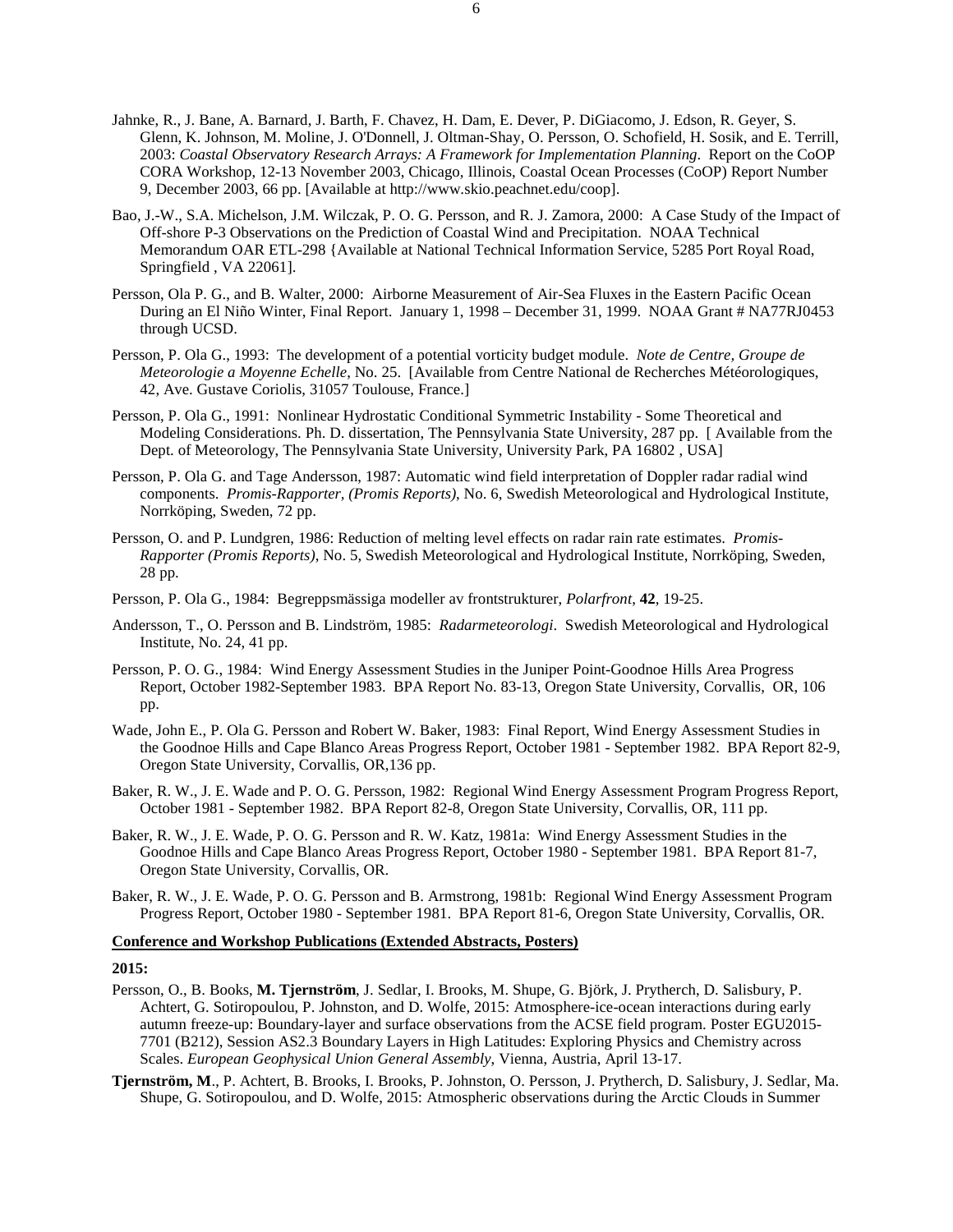Jahnke, R., J. Bane, A. Barnard, J. Barth, F. Chavez, H. Dam, E. Dever, P. DiGiacomo, J. Edson, R. Geyer, S. Glenn, K. Johnson, M. Moline, J. O'Donnell, J. Oltman-Shay, O. Persson, O. Schofield, H. Sosik, and E. Terrill, 2003: *Coastal Observatory Research Arrays: A Framework for Implementation Planning*. Report on the CoOP CORA Workshop, 12-13 November 2003, Chicago, Illinois, Coastal Ocean Processes (CoOP) Report Number 9, December 2003, 66 pp. [Available at http://www.skio.peachnet.edu/coop].

Bao, J.-W., S.A. Michelson, J.M. Wilczak, P. O. G. Persson, and R. J. Zamora, 2000: A Case Study of the Impact of Off-shore P-3 Observations on the Prediction of Coastal Wind and Precipitation. NOAA Technical Memorandum OAR ETL-298 {Available at National Technical Information Service, 5285 Port Royal Road, Springfield , VA 22061].

Persson, Ola P. G., and B. Walter, 2000: Airborne Measurement of Air-Sea Fluxes in the Eastern Pacific Ocean During an El Niño Winter, Final Report. January 1, 1998 – December 31, 1999. NOAA Grant # NA77RJ0453 through UCSD.

Persson, P. Ola G., 1993: The development of a potential vorticity budget module. *Note de Centre, Groupe de Meteorologie a Moyenne Echelle*, No. 25. [Available from Centre National de Recherches Météorologiques, 42, Ave. Gustave Coriolis, 31057 Toulouse, France.]

Persson, P. Ola G., 1991: Nonlinear Hydrostatic Conditional Symmetric Instability - Some Theoretical and Modeling Considerations. Ph. D. dissertation, The Pennsylvania State University, 287 pp. [ Available from the Dept. of Meteorology, The Pennsylvania State University, University Park, PA 16802 , USA]

Persson, P. Ola G. and Tage Andersson, 1987: Automatic wind field interpretation of Doppler radar radial wind components. *Promis-Rapporter, (Promis Reports)*, No. 6, Swedish Meteorological and Hydrological Institute, Norrköping, Sweden, 72 pp.

Persson, O. and P. Lundgren, 1986: Reduction of melting level effects on radar rain rate estimates. *Promis-Rapporter (Promis Reports)*, No. 5, Swedish Meteorological and Hydrological Institute, Norrköping, Sweden, 28 pp.

Persson, P. Ola G., 1984: Begreppsmässiga modeller av frontstrukturer, *Polarfront*, **42**, 19-25.

Andersson, T., O. Persson and B. Lindström, 1985: *Radarmeteorologi*. Swedish Meteorological and Hydrological Institute, No. 24, 41 pp.

Persson, P. O. G., 1984: Wind Energy Assessment Studies in the Juniper Point-Goodnoe Hills Area Progress Report, October 1982-September 1983. BPA Report No. 83-13, Oregon State University, Corvallis, OR, 106 pp.

Wade, John E., P. Ola G. Persson and Robert W. Baker, 1983: Final Report, Wind Energy Assessment Studies in the Goodnoe Hills and Cape Blanco Areas Progress Report, October 1981 - September 1982. BPA Report 82-9, Oregon State University, Corvallis, OR,136 pp.

Baker, R. W., J. E. Wade and P. O. G. Persson, 1982: Regional Wind Energy Assessment Program Progress Report, October 1981 - September 1982. BPA Report 82-8, Oregon State University, Corvallis, OR, 111 pp.

Baker, R. W., J. E. Wade, P. O. G. Persson and R. W. Katz, 1981a: Wind Energy Assessment Studies in the Goodnoe Hills and Cape Blanco Areas Progress Report, October 1980 - September 1981. BPA Report 81-7, Oregon State University, Corvallis, OR.

Baker, R. W., J. E. Wade, P. O. G. Persson and B. Armstrong, 1981b: Regional Wind Energy Assessment Program Progress Report, October 1980 - September 1981. BPA Report 81-6, Oregon State University, Corvallis, OR.

## Conference and Workshop Publications (Extended Abstracts, Posters)

**2015:**

Persson, O., B. Books, **M. Tjernström**, J. Sedlar, I. Brooks, M. Shupe, G. Björk, J. Prytherch, D. Salisbury, P. Achtert, G. Sotiropoulou, P. Johnston, and D. Wolfe, 2015: Atmosphere-ice-ocean interactions during early autumn freeze-up: Boundary-layer and surface observations from the ACSE field program. Poster EGU2015-7701 (B212), Session AS2.3 Boundary Layers in High Latitudes: Exploring Physics and Chemistry across Scales. *European Geophysical Union General Assembly*, Vienna, Austria, April 13-17.

**Tjernström, M**., P. Achtert, B. Brooks, I. Brooks, P. Johnston, O. Persson, J. Prytherch, D. Salisbury, J. Sedlar, Ma. Shupe, G. Sotiropoulou, and D. Wolfe, 2015: Atmospheric observations during the Arctic Clouds in Summer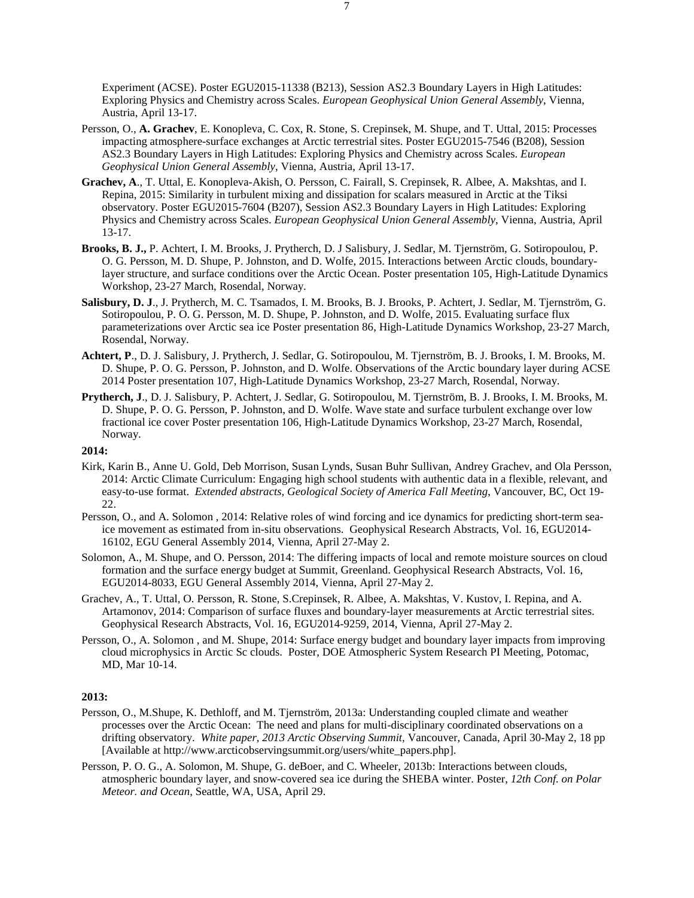Experiment (ACSE). Poster EGU2015-11338 (B213), Session AS2.3 Boundary Layers in High Latitudes: Exploring Physics and Chemistry across Scales. *European Geophysical Union General Assembly*, Vienna, Austria, April 13-17.

Persson, O., **A. Grachev**, E. Konopleva, C. Cox, R. Stone, S. Crepinsek, M. Shupe, and T. Uttal, 2015: Processes impacting atmosphere-surface exchanges at Arctic terrestrial sites. Poster EGU2015-7546 (B208), Session AS2.3 Boundary Layers in High Latitudes: Exploring Physics and Chemistry across Scales. *European Geophysical Union General Assembly*, Vienna, Austria, April 13-17.

**Grachev, A**., T. Uttal, E. Konopleva-Akish, O. Persson, C. Fairall, S. Crepinsek, R. Albee, A. Makshtas, and I. Repina, 2015: Similarity in turbulent mixing and dissipation for scalars measured in Arctic at the Tiksi observatory. Poster EGU2015-7604 (B207), Session AS2.3 Boundary Layers in High Latitudes: Exploring Physics and Chemistry across Scales. *European Geophysical Union General Assembly*, Vienna, Austria, April 13-17.

**Brooks, B. J.,** P. Achtert, I. M. Brooks, J. Prytherch, D. J Salisbury, J. Sedlar, M. Tjernström, G. Sotiropoulou, P. O. G. Persson, M. D. Shupe, P. Johnston, and D. Wolfe, 2015. Interactions between Arctic clouds, boundary-layer structure, and surface conditions over the Arctic Ocean. Poster presentation 105, High-Latitude Dynamics Workshop, 23-27 March, Rosendal, Norway.

**Salisbury, D. J**., J. Prytherch, M. C. Tsamados, I. M. Brooks, B. J. Brooks, P. Achtert, J. Sedlar, M. Tjernström, G. Sotiropoulou, P. O. G. Persson, M. D. Shupe, P. Johnston, and D. Wolfe, 2015. Evaluating surface flux parameterizations over Arctic sea ice Poster presentation 86, High-Latitude Dynamics Workshop, 23-27 March, Rosendal, Norway.

**Achtert, P**., D. J. Salisbury, J. Prytherch, J. Sedlar, G. Sotiropoulou, M. Tjernström, B. J. Brooks, I. M. Brooks, M. D. Shupe, P. O. G. Persson, P. Johnston, and D. Wolfe. Observations of the Arctic boundary layer during ACSE 2014 Poster presentation 107, High-Latitude Dynamics Workshop, 23-27 March, Rosendal, Norway.

**Prytherch, J**., D. J. Salisbury, P. Achtert, J. Sedlar, G. Sotiropoulou, M. Tjernström, B. J. Brooks, I. M. Brooks, M. D. Shupe, P. O. G. Persson, P. Johnston, and D. Wolfe. Wave state and surface turbulent exchange over low fractional ice cover Poster presentation 106, High-Latitude Dynamics Workshop, 23-27 March, Rosendal, Norway.

**2014:**

Kirk, Karin B., Anne U. Gold, Deb Morrison, Susan Lynds, Susan Buhr Sullivan, Andrey Grachev, and Ola Persson, 2014: Arctic Climate Curriculum: Engaging high school students with authentic data in a flexible, relevant, and easy-to-use format. *Extended abstracts, Geological Society of America Fall Meeting*, Vancouver, BC, Oct 19-22.

Persson, O., and A. Solomon , 2014: Relative roles of wind forcing and ice dynamics for predicting short-term sea-ice movement as estimated from in-situ observations. Geophysical Research Abstracts, Vol. 16, EGU2014-16102, EGU General Assembly 2014, Vienna, April 27-May 2.

Solomon, A., M. Shupe, and O. Persson, 2014: The differing impacts of local and remote moisture sources on cloud formation and the surface energy budget at Summit, Greenland. Geophysical Research Abstracts, Vol. 16, EGU2014-8033, EGU General Assembly 2014, Vienna, April 27-May 2.

Grachev, A., T. Uttal, O. Persson, R. Stone, S.Crepinsek, R. Albee, A. Makshtas, V. Kustov, I. Repina, and A. Artamonov, 2014: Comparison of surface fluxes and boundary-layer measurements at Arctic terrestrial sites. Geophysical Research Abstracts, Vol. 16, EGU2014-9259, 2014, Vienna, April 27-May 2.

Persson, O., A. Solomon , and M. Shupe, 2014: Surface energy budget and boundary layer impacts from improving cloud microphysics in Arctic Sc clouds. Poster, DOE Atmospheric System Research PI Meeting, Potomac, MD, Mar 10-14.

**2013:**

Persson, O., M.Shupe, K. Dethloff, and M. Tjernström, 2013a: Understanding coupled climate and weather processes over the Arctic Ocean: The need and plans for multi-disciplinary coordinated observations on a drifting observatory. *White paper, 2013 Arctic Observing Summit*, Vancouver, Canada, April 30-May 2, 18 pp [Available at http://www.arcticobservingsummit.org/users/white_papers.php].

Persson, P. O. G., A. Solomon, M. Shupe, G. deBoer, and C. Wheeler, 2013b: Interactions between clouds, atmospheric boundary layer, and snow-covered sea ice during the SHEBA winter. Poster, *12th Conf. on Polar Meteor. and Ocean*, Seattle, WA, USA, April 29.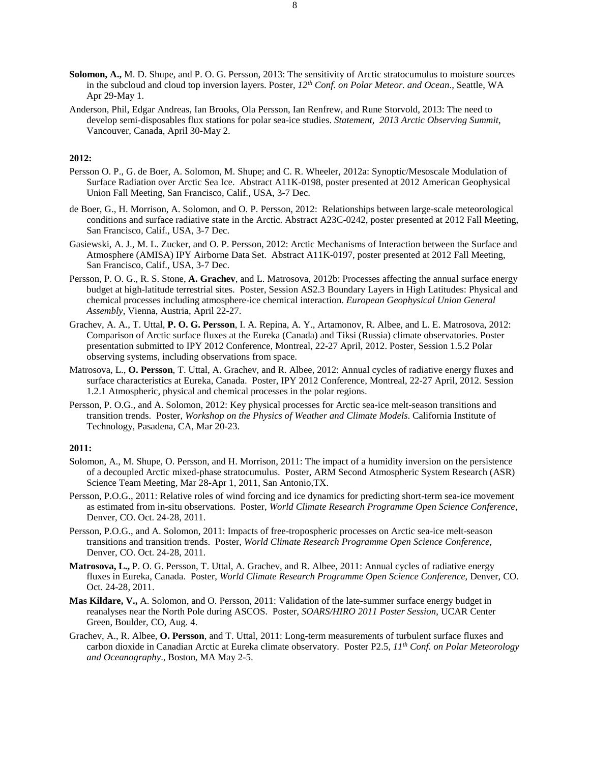**Solomon, A.,** M. D. Shupe, and P. O. G. Persson, 2013: The sensitivity of Arctic stratocumulus to moisture sources in the subcloud and cloud top inversion layers. Poster, *12th Conf. on Polar Meteor. and Ocean*., Seattle, WA Apr 29-May 1.

Anderson, Phil, Edgar Andreas, Ian Brooks, Ola Persson, Ian Renfrew, and Rune Storvold, 2013: The need to develop semi-disposables flux stations for polar sea-ice studies. *Statement, 2013 Arctic Observing Summit*, Vancouver, Canada, April 30-May 2.

**2012:**

Persson O. P., G. de Boer, A. Solomon, M. Shupe; and C. R. Wheeler, 2012a: Synoptic/Mesoscale Modulation of Surface Radiation over Arctic Sea Ice. Abstract A11K-0198, poster presented at 2012 American Geophysical Union Fall Meeting, San Francisco, Calif., USA, 3-7 Dec.

de Boer, G., H. Morrison, A. Solomon, and O. P. Persson, 2012: Relationships between large-scale meteorological conditions and surface radiative state in the Arctic. Abstract A23C-0242, poster presented at 2012 Fall Meeting, San Francisco, Calif., USA, 3-7 Dec.

Gasiewski, A. J., M. L. Zucker, and O. P. Persson, 2012: Arctic Mechanisms of Interaction between the Surface and Atmosphere (AMISA) IPY Airborne Data Set. Abstract A11K-0197, poster presented at 2012 Fall Meeting, San Francisco, Calif., USA, 3-7 Dec.

Persson, P. O. G., R. S. Stone, **A. Grachev**, and L. Matrosova, 2012b: Processes affecting the annual surface energy budget at high-latitude terrestrial sites. Poster, Session AS2.3 Boundary Layers in High Latitudes: Physical and chemical processes including atmosphere-ice chemical interaction. *European Geophysical Union General Assembly*, Vienna, Austria, April 22-27.

Grachev, A. A., T. Uttal, **P. O. G. Persson**, I. A. Repina, A. Y., Artamonov, R. Albee, and L. E. Matrosova, 2012: Comparison of Arctic surface fluxes at the Eureka (Canada) and Tiksi (Russia) climate observatories. Poster presentation submitted to IPY 2012 Conference, Montreal, 22-27 April, 2012. Poster, Session 1.5.2 Polar observing systems, including observations from space.

Matrosova, L., **O. Persson**, T. Uttal, A. Grachev, and R. Albee, 2012: Annual cycles of radiative energy fluxes and surface characteristics at Eureka, Canada. Poster, IPY 2012 Conference, Montreal, 22-27 April, 2012. Session 1.2.1 Atmospheric, physical and chemical processes in the polar regions.

Persson, P. O.G., and A. Solomon, 2012: Key physical processes for Arctic sea-ice melt-season transitions and transition trends. Poster, *Workshop on the Physics of Weather and Climate Models*. California Institute of Technology, Pasadena, CA, Mar 20-23.

**2011:**

Solomon, A., M. Shupe, O. Persson, and H. Morrison, 2011: The impact of a humidity inversion on the persistence of a decoupled Arctic mixed-phase stratocumulus. Poster, ARM Second Atmospheric System Research (ASR) Science Team Meeting, Mar 28-Apr 1, 2011, San Antonio,TX.

Persson, P.O.G., 2011: Relative roles of wind forcing and ice dynamics for predicting short-term sea-ice movement as estimated from in-situ observations. Poster, *World Climate Research Programme Open Science Conference*, Denver, CO. Oct. 24-28, 2011.

Persson, P.O.G., and A. Solomon, 2011: Impacts of free-tropospheric processes on Arctic sea-ice melt-season transitions and transition trends. Poster, *World Climate Research Programme Open Science Conference*, Denver, CO. Oct. 24-28, 2011.

**Matrosova, L.,** P. O. G. Persson, T. Uttal, A. Grachev, and R. Albee, 2011: Annual cycles of radiative energy fluxes in Eureka, Canada. Poster, *World Climate Research Programme Open Science Conference*, Denver, CO. Oct. 24-28, 2011.

**Mas Kildare, V.,** A. Solomon, and O. Persson, 2011: Validation of the late-summer surface energy budget in reanalyses near the North Pole during ASCOS. Poster, *SOARS/HIRO 2011 Poster Session*, UCAR Center Green, Boulder, CO, Aug. 4.

Grachev, A., R. Albee, **O. Persson**, and T. Uttal, 2011: Long-term measurements of turbulent surface fluxes and carbon dioxide in Canadian Arctic at Eureka climate observatory. Poster P2.5, *11th Conf. on Polar Meteorology and Oceanography*., Boston, MA May 2-5.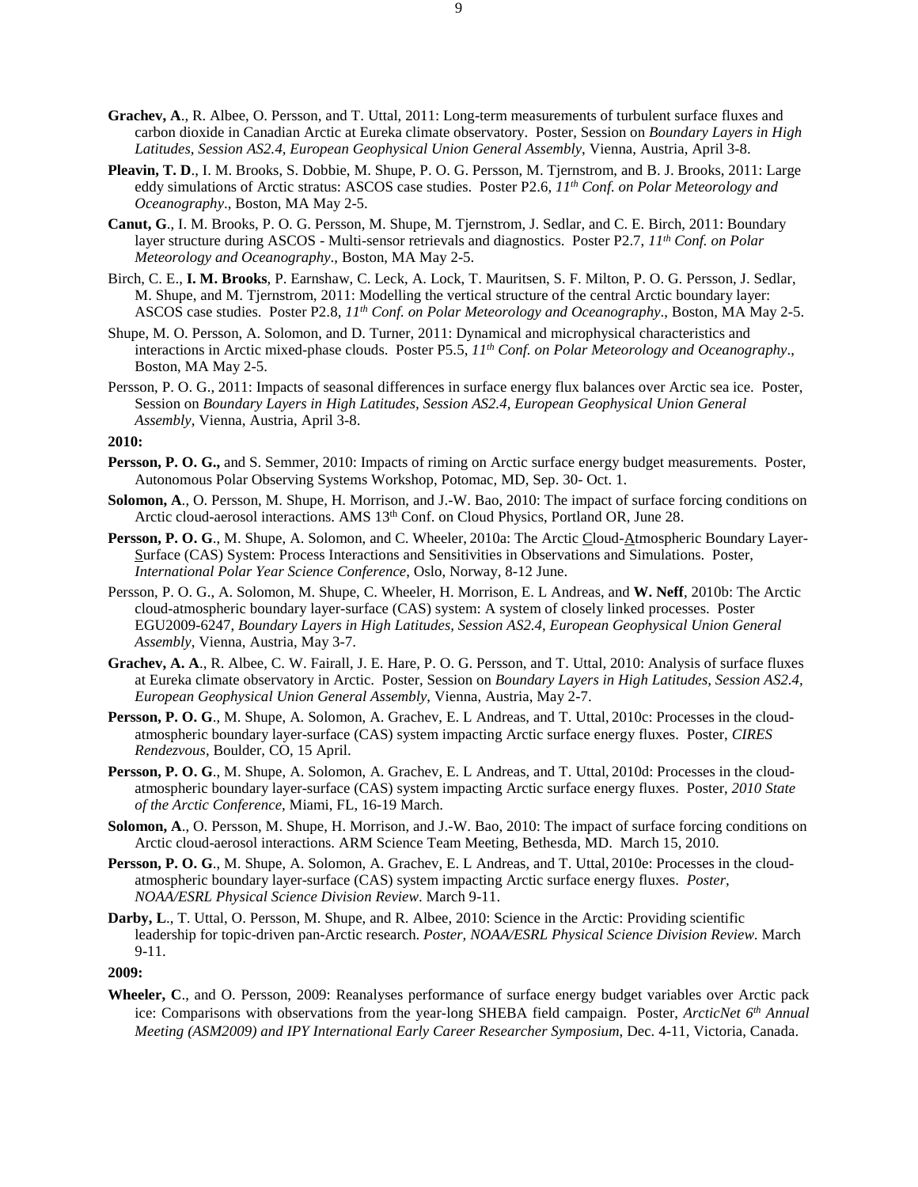**Grachev, A**., R. Albee, O. Persson, and T. Uttal, 2011: Long-term measurements of turbulent surface fluxes and carbon dioxide in Canadian Arctic at Eureka climate observatory. Poster, Session on *Boundary Layers in High Latitudes, Session AS2.4, European Geophysical Union General Assembly*, Vienna, Austria, April 3-8.

**Pleavin, T. D**., I. M. Brooks, S. Dobbie, M. Shupe, P. O. G. Persson, M. Tjernstrom, and B. J. Brooks, 2011: Large eddy simulations of Arctic stratus: ASCOS case studies. Poster P2.6, *11th Conf. on Polar Meteorology and Oceanography*., Boston, MA May 2-5.

**Canut, G**., I. M. Brooks, P. O. G. Persson, M. Shupe, M. Tjernstrom, J. Sedlar, and C. E. Birch, 2011: Boundary layer structure during ASCOS - Multi-sensor retrievals and diagnostics. Poster P2.7, *11th Conf. on Polar Meteorology and Oceanography*., Boston, MA May 2-5.

Birch, C. E., **I. M. Brooks**, P. Earnshaw, C. Leck, A. Lock, T. Mauritsen, S. F. Milton, P. O. G. Persson, J. Sedlar, M. Shupe, and M. Tjernstrom, 2011: Modelling the vertical structure of the central Arctic boundary layer: ASCOS case studies. Poster P2.8, *11th Conf. on Polar Meteorology and Oceanography*., Boston, MA May 2-5.

Shupe, M. O. Persson, A. Solomon, and D. Turner, 2011: Dynamical and microphysical characteristics and interactions in Arctic mixed-phase clouds. Poster P5.5, *11th Conf. on Polar Meteorology and Oceanography*., Boston, MA May 2-5.

Persson, P. O. G., 2011: Impacts of seasonal differences in surface energy flux balances over Arctic sea ice. Poster, Session on *Boundary Layers in High Latitudes, Session AS2.4, European Geophysical Union General Assembly*, Vienna, Austria, April 3-8.

**2010:**

**Persson, P. O. G.,** and S. Semmer, 2010: Impacts of riming on Arctic surface energy budget measurements. Poster, Autonomous Polar Observing Systems Workshop, Potomac, MD, Sep. 30- Oct. 1.

**Solomon, A**., O. Persson, M. Shupe, H. Morrison, and J.-W. Bao, 2010: The impact of surface forcing conditions on Arctic cloud-aerosol interactions. AMS 13th Conf. on Cloud Physics, Portland OR, June 28.

**Persson, P. O. G**., M. Shupe, A. Solomon, and C. Wheeler, 2010a: The Arctic Cloud-Atmospheric Boundary Layer-Surface (CAS) System: Process Interactions and Sensitivities in Observations and Simulations. Poster, *International Polar Year Science Conference*, Oslo, Norway, 8-12 June.

Persson, P. O. G., A. Solomon, M. Shupe, C. Wheeler, H. Morrison, E. L Andreas, and **W. Neff**, 2010b: The Arctic cloud-atmospheric boundary layer-surface (CAS) system: A system of closely linked processes. Poster EGU2009-6247, *Boundary Layers in High Latitudes, Session AS2.4, European Geophysical Union General Assembly*, Vienna, Austria, May 3-7.

**Grachev, A. A**., R. Albee, C. W. Fairall, J. E. Hare, P. O. G. Persson, and T. Uttal, 2010: Analysis of surface fluxes at Eureka climate observatory in Arctic. Poster, Session on *Boundary Layers in High Latitudes, Session AS2.4, European Geophysical Union General Assembly*, Vienna, Austria, May 2-7.

**Persson, P. O. G**., M. Shupe, A. Solomon, A. Grachev, E. L Andreas, and T. Uttal, 2010c: Processes in the cloud-atmospheric boundary layer-surface (CAS) system impacting Arctic surface energy fluxes. Poster, *CIRES Rendezvous*, Boulder, CO, 15 April.

**Persson, P. O. G**., M. Shupe, A. Solomon, A. Grachev, E. L Andreas, and T. Uttal, 2010d: Processes in the cloud-atmospheric boundary layer-surface (CAS) system impacting Arctic surface energy fluxes. Poster, *2010 State of the Arctic Conference*, Miami, FL, 16-19 March.

**Solomon, A**., O. Persson, M. Shupe, H. Morrison, and J.-W. Bao, 2010: The impact of surface forcing conditions on Arctic cloud-aerosol interactions. ARM Science Team Meeting, Bethesda, MD. March 15, 2010.

**Persson, P. O. G**., M. Shupe, A. Solomon, A. Grachev, E. L Andreas, and T. Uttal, 2010e: Processes in the cloud-atmospheric boundary layer-surface (CAS) system impacting Arctic surface energy fluxes. *Poster, NOAA/ESRL Physical Science Division Review*. March 9-11.

**Darby, L**., T. Uttal, O. Persson, M. Shupe, and R. Albee, 2010: Science in the Arctic: Providing scientific leadership for topic-driven pan-Arctic research. *Poster, NOAA/ESRL Physical Science Division Review*. March 9-11.

**2009:**

**Wheeler, C**., and O. Persson, 2009: Reanalyses performance of surface energy budget variables over Arctic pack ice: Comparisons with observations from the year-long SHEBA field campaign. Poster, *ArcticNet 6th Annual Meeting (ASM2009) and IPY International Early Career Researcher Symposium*, Dec. 4-11, Victoria, Canada.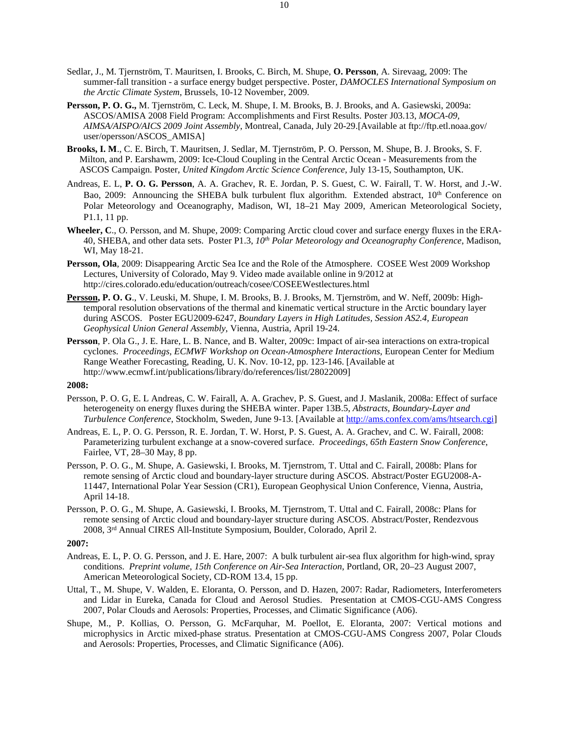Sedlar, J., M. Tjernström, T. Mauritsen, I. Brooks, C. Birch, M. Shupe, **O. Persson**, A. Sirevaag, 2009: The summer-fall transition - a surface energy budget perspective. Poster, *DAMOCLES International Symposium on the Arctic Climate System*, Brussels, 10-12 November, 2009.

**Persson, P. O. G.,** M. Tjernström, C. Leck, M. Shupe, I. M. Brooks, B. J. Brooks, and A. Gasiewski, 2009a: ASCOS/AMISA 2008 Field Program: Accomplishments and First Results. Poster J03.13, *MOCA-09, AIMSA/AISPO/AICS 2009 Joint Assembly*, Montreal, Canada, July 20-29.[Available at ftp://ftp.etl.noaa.gov/ user/opersson/ASCOS_AMISA]

**Brooks, I. M**., C. E. Birch, T. Mauritsen, J. Sedlar, M. Tjernström, P. O. Persson, M. Shupe, B. J. Brooks, S. F. Milton, and P. Earshawm, 2009: Ice-Cloud Coupling in the Central Arctic Ocean - Measurements from the ASCOS Campaign. Poster, *United Kingdom Arctic Science Conference*, July 13-15, Southampton, UK.

Andreas, E. L, **P. O. G. Persson**, A. A. Grachev, R. E. Jordan, P. S. Guest, C. W. Fairall, T. W. Horst, and J.-W. Bao, 2009: Announcing the SHEBA bulk turbulent flux algorithm. Extended abstract, 10th Conference on Polar Meteorology and Oceanography, Madison, WI, 18–21 May 2009, American Meteorological Society, P1.1, 11 pp.

**Wheeler, C**., O. Persson, and M. Shupe, 2009: Comparing Arctic cloud cover and surface energy fluxes in the ERA-40, SHEBA, and other data sets. Poster P1.3, *10th Polar Meteorology and Oceanography Conference*, Madison, WI, May 18-21.

**Persson, Ola**, 2009: Disappearing Arctic Sea Ice and the Role of the Atmosphere. COSEE West 2009 Workshop Lectures, University of Colorado, May 9. Video made available online in 9/2012 at http://cires.colorado.edu/education/outreach/cosee/COSEEWestlectures.html

**Persson, P. O. G**., V. Leuski, M. Shupe, I. M. Brooks, B. J. Brooks, M. Tjernström, and W. Neff, 2009b: High-temporal resolution observations of the thermal and kinematic vertical structure in the Arctic boundary layer during ASCOS. Poster EGU2009-6247, *Boundary Layers in High Latitudes, Session AS2.4, European Geophysical Union General Assembly*, Vienna, Austria, April 19-24.

**Persson**, P. Ola G., J. E. Hare, L. B. Nance, and B. Walter, 2009c: Impact of air-sea interactions on extra-tropical cyclones. *Proceedings, ECMWF Workshop on Ocean-Atmosphere Interactions*, European Center for Medium Range Weather Forecasting, Reading, U. K. Nov. 10-12, pp. 123-146. [Available at http://www.ecmwf.int/publications/library/do/references/list/28022009]

**2008:**

Persson, P. O. G, E. L Andreas, C. W. Fairall, A. A. Grachev, P. S. Guest, and J. Maslanik, 2008a: Effect of surface heterogeneity on energy fluxes during the SHEBA winter. Paper 13B.5, *Abstracts, Boundary-Layer and Turbulence Conference*, Stockholm, Sweden, June 9-13. [Available at http://ams.confex.com/ams/htsearch.cgi]

Andreas, E. L, P. O. G. Persson, R. E. Jordan, T. W. Horst, P. S. Guest, A. A. Grachev, and C. W. Fairall, 2008: Parameterizing turbulent exchange at a snow-covered surface. *Proceedings, 65th Eastern Snow Conference*, Fairlee, VT, 28–30 May, 8 pp.

Persson, P. O. G., M. Shupe, A. Gasiewski, I. Brooks, M. Tjernstrom, T. Uttal and C. Fairall, 2008b: Plans for remote sensing of Arctic cloud and boundary-layer structure during ASCOS. Abstract/Poster EGU2008-A-11447, International Polar Year Session (CR1), European Geophysical Union Conference, Vienna, Austria, April 14-18.

Persson, P. O. G., M. Shupe, A. Gasiewski, I. Brooks, M. Tjernstrom, T. Uttal and C. Fairall, 2008c: Plans for remote sensing of Arctic cloud and boundary-layer structure during ASCOS. Abstract/Poster, Rendezvous 2008, 3rd Annual CIRES All-Institute Symposium, Boulder, Colorado, April 2.

**2007:**

Andreas, E. L, P. O. G. Persson, and J. E. Hare, 2007: A bulk turbulent air-sea flux algorithm for high-wind, spray conditions. *Preprint volume, 15th Conference on Air-Sea Interaction*, Portland, OR, 20–23 August 2007, American Meteorological Society, CD-ROM 13.4, 15 pp.

Uttal, T., M. Shupe, V. Walden, E. Eloranta, O. Persson, and D. Hazen, 2007: Radar, Radiometers, Interferometers and Lidar in Eureka, Canada for Cloud and Aerosol Studies. Presentation at CMOS-CGU-AMS Congress 2007, Polar Clouds and Aerosols: Properties, Processes, and Climatic Significance (A06).

Shupe, M., P. Kollias, O. Persson, G. McFarquhar, M. Poellot, E. Eloranta, 2007: Vertical motions and microphysics in Arctic mixed-phase stratus. Presentation at CMOS-CGU-AMS Congress 2007, Polar Clouds and Aerosols: Properties, Processes, and Climatic Significance (A06).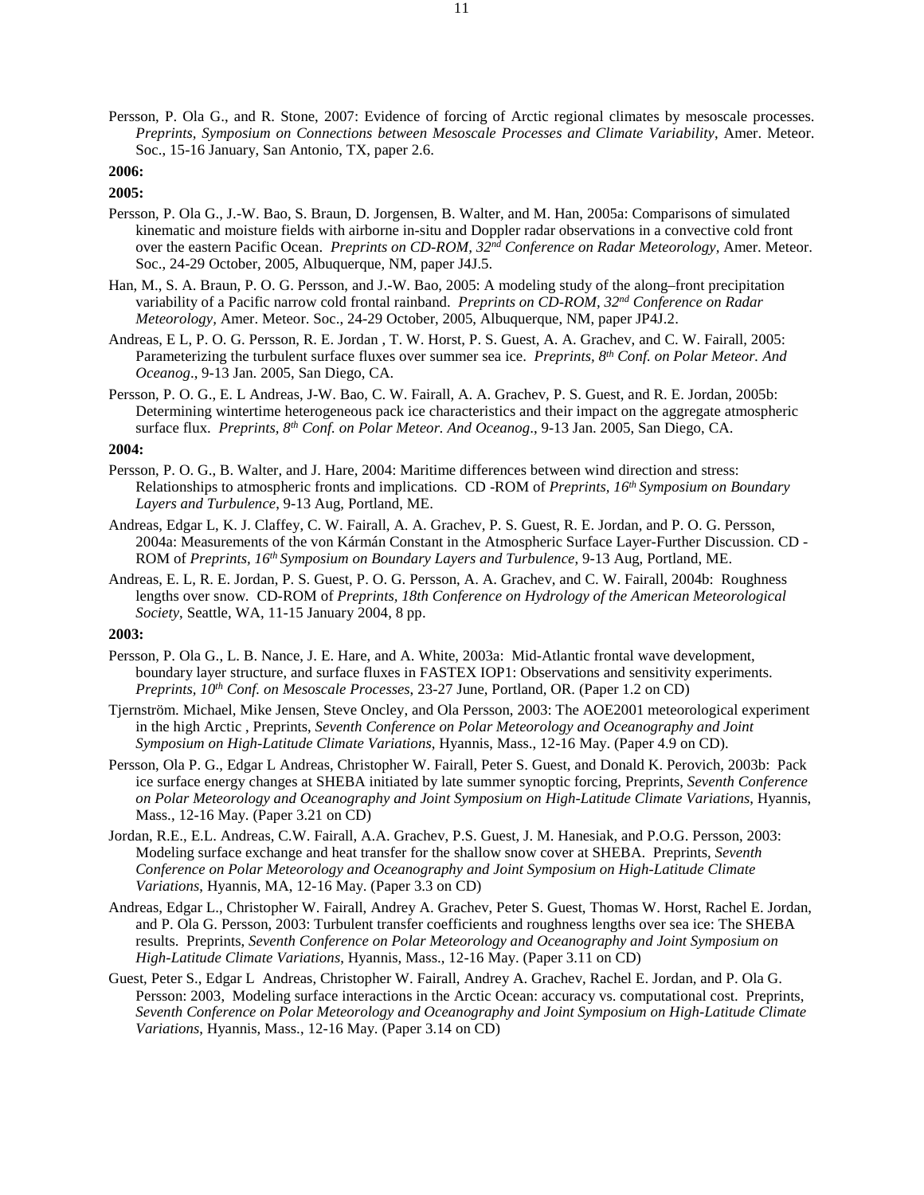Persson, P. Ola G., and R. Stone, 2007: Evidence of forcing of Arctic regional climates by mesoscale processes. *Preprints, Symposium on Connections between Mesoscale Processes and Climate Variability*, Amer. Meteor. Soc., 15-16 January, San Antonio, TX, paper 2.6.

**2006:**

**2005:**

Persson, P. Ola G., J.-W. Bao, S. Braun, D. Jorgensen, B. Walter, and M. Han, 2005a: Comparisons of simulated kinematic and moisture fields with airborne in-situ and Doppler radar observations in a convective cold front over the eastern Pacific Ocean. *Preprints on CD-ROM, 32nd Conference on Radar Meteorology*, Amer. Meteor. Soc., 24-29 October, 2005, Albuquerque, NM, paper J4J.5.

Han, M., S. A. Braun, P. O. G. Persson, and J.-W. Bao, 2005: A modeling study of the along–front precipitation variability of a Pacific narrow cold frontal rainband. *Preprints on CD-ROM, 32nd Conference on Radar Meteorology*, Amer. Meteor. Soc., 24-29 October, 2005, Albuquerque, NM, paper JP4J.2.

Andreas, E L, P. O. G. Persson, R. E. Jordan , T. W. Horst, P. S. Guest, A. A. Grachev, and C. W. Fairall, 2005: Parameterizing the turbulent surface fluxes over summer sea ice. *Preprints, 8th Conf. on Polar Meteor. And Oceanog*., 9-13 Jan. 2005, San Diego, CA.

Persson, P. O. G., E. L Andreas, J-W. Bao, C. W. Fairall, A. A. Grachev, P. S. Guest, and R. E. Jordan, 2005b: Determining wintertime heterogeneous pack ice characteristics and their impact on the aggregate atmospheric surface flux. *Preprints, 8th Conf. on Polar Meteor. And Oceanog*., 9-13 Jan. 2005, San Diego, CA.

**2004:**

Persson, P. O. G., B. Walter, and J. Hare, 2004: Maritime differences between wind direction and stress: Relationships to atmospheric fronts and implications. CD -ROM of *Preprints, 16th Symposium on Boundary Layers and Turbulence*, 9-13 Aug, Portland, ME.

Andreas, Edgar L, K. J. Claffey, C. W. Fairall, A. A. Grachev, P. S. Guest, R. E. Jordan, and P. O. G. Persson, 2004a: Measurements of the von Kármán Constant in the Atmospheric Surface Layer-Further Discussion. CD - ROM of *Preprints, 16th Symposium on Boundary Layers and Turbulence*, 9-13 Aug, Portland, ME.

Andreas, E. L, R. E. Jordan, P. S. Guest, P. O. G. Persson, A. A. Grachev, and C. W. Fairall, 2004b: Roughness lengths over snow. CD-ROM of *Preprints, 18th Conference on Hydrology of the American Meteorological Society*, Seattle, WA, 11-15 January 2004, 8 pp.

**2003:**

Persson, P. Ola G., L. B. Nance, J. E. Hare, and A. White, 2003a: Mid-Atlantic frontal wave development, boundary layer structure, and surface fluxes in FASTEX IOP1: Observations and sensitivity experiments. *Preprints, 10th Conf. on Mesoscale Processes*, 23-27 June, Portland, OR. (Paper 1.2 on CD)

Tjernström. Michael, Mike Jensen, Steve Oncley, and Ola Persson, 2003: The AOE2001 meteorological experiment in the high Arctic , Preprints, *Seventh Conference on Polar Meteorology and Oceanography and Joint Symposium on High-Latitude Climate Variations*, Hyannis, Mass., 12-16 May. (Paper 4.9 on CD).

Persson, Ola P. G., Edgar L Andreas, Christopher W. Fairall, Peter S. Guest, and Donald K. Perovich, 2003b: Pack ice surface energy changes at SHEBA initiated by late summer synoptic forcing, Preprints, *Seventh Conference on Polar Meteorology and Oceanography and Joint Symposium on High-Latitude Climate Variations*, Hyannis, Mass., 12-16 May. (Paper 3.21 on CD)

Jordan, R.E., E.L. Andreas, C.W. Fairall, A.A. Grachev, P.S. Guest, J. M. Hanesiak, and P.O.G. Persson, 2003: Modeling surface exchange and heat transfer for the shallow snow cover at SHEBA. Preprints, *Seventh Conference on Polar Meteorology and Oceanography and Joint Symposium on High-Latitude Climate Variations*, Hyannis, MA, 12-16 May. (Paper 3.3 on CD)

Andreas, Edgar L., Christopher W. Fairall, Andrey A. Grachev, Peter S. Guest, Thomas W. Horst, Rachel E. Jordan, and P. Ola G. Persson, 2003: Turbulent transfer coefficients and roughness lengths over sea ice: The SHEBA results. Preprints, *Seventh Conference on Polar Meteorology and Oceanography and Joint Symposium on High-Latitude Climate Variations*, Hyannis, Mass., 12-16 May. (Paper 3.11 on CD)

Guest, Peter S., Edgar L Andreas, Christopher W. Fairall, Andrey A. Grachev, Rachel E. Jordan, and P. Ola G. Persson: 2003, Modeling surface interactions in the Arctic Ocean: accuracy vs. computational cost. Preprints, *Seventh Conference on Polar Meteorology and Oceanography and Joint Symposium on High-Latitude Climate Variations*, Hyannis, Mass., 12-16 May. (Paper 3.14 on CD)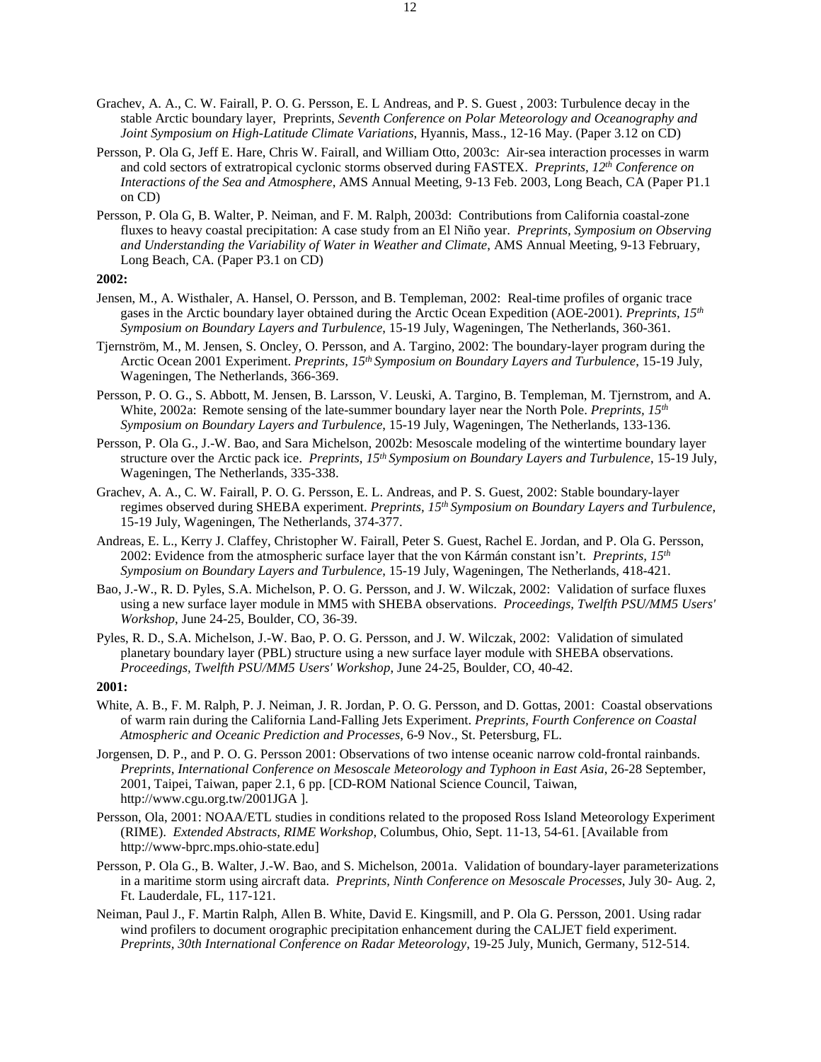Grachev, A. A., C. W. Fairall, P. O. G. Persson, E. L Andreas, and P. S. Guest , 2003: Turbulence decay in the stable Arctic boundary layer, Preprints, *Seventh Conference on Polar Meteorology and Oceanography and Joint Symposium on High-Latitude Climate Variations*, Hyannis, Mass., 12-16 May. (Paper 3.12 on CD)

Persson, P. Ola G, Jeff E. Hare, Chris W. Fairall, and William Otto, 2003c: Air-sea interaction processes in warm and cold sectors of extratropical cyclonic storms observed during FASTEX. *Preprints, 12th Conference on Interactions of the Sea and Atmosphere*, AMS Annual Meeting, 9-13 Feb. 2003, Long Beach, CA (Paper P1.1 on CD)

Persson, P. Ola G, B. Walter, P. Neiman, and F. M. Ralph, 2003d: Contributions from California coastal-zone fluxes to heavy coastal precipitation: A case study from an El Niño year. *Preprints, Symposium on Observing and Understanding the Variability of Water in Weather and Climate*, AMS Annual Meeting, 9-13 February, Long Beach, CA. (Paper P3.1 on CD)

**2002:**

Jensen, M., A. Wisthaler, A. Hansel, O. Persson, and B. Templeman, 2002: Real-time profiles of organic trace gases in the Arctic boundary layer obtained during the Arctic Ocean Expedition (AOE-2001). *Preprints, 15th Symposium on Boundary Layers and Turbulence*, 15-19 July, Wageningen, The Netherlands, 360-361.

Tjernström, M., M. Jensen, S. Oncley, O. Persson, and A. Targino, 2002: The boundary-layer program during the Arctic Ocean 2001 Experiment. *Preprints, 15th Symposium on Boundary Layers and Turbulence*, 15-19 July, Wageningen, The Netherlands, 366-369.

Persson, P. O. G., S. Abbott, M. Jensen, B. Larsson, V. Leuski, A. Targino, B. Templeman, M. Tjernstrom, and A. White, 2002a: Remote sensing of the late-summer boundary layer near the North Pole. *Preprints, 15th Symposium on Boundary Layers and Turbulence*, 15-19 July, Wageningen, The Netherlands, 133-136.

Persson, P. Ola G., J.-W. Bao, and Sara Michelson, 2002b: Mesoscale modeling of the wintertime boundary layer structure over the Arctic pack ice. *Preprints, 15th Symposium on Boundary Layers and Turbulence*, 15-19 July, Wageningen, The Netherlands, 335-338.

Grachev, A. A., C. W. Fairall, P. O. G. Persson, E. L. Andreas, and P. S. Guest, 2002: Stable boundary-layer regimes observed during SHEBA experiment. *Preprints, 15th Symposium on Boundary Layers and Turbulence*, 15-19 July, Wageningen, The Netherlands, 374-377.

Andreas, E. L., Kerry J. Claffey, Christopher W. Fairall, Peter S. Guest, Rachel E. Jordan, and P. Ola G. Persson, 2002: Evidence from the atmospheric surface layer that the von Kármán constant isn't. *Preprints, 15th Symposium on Boundary Layers and Turbulence*, 15-19 July, Wageningen, The Netherlands, 418-421.

Bao, J.-W., R. D. Pyles, S.A. Michelson, P. O. G. Persson, and J. W. Wilczak, 2002: Validation of surface fluxes using a new surface layer module in MM5 with SHEBA observations. *Proceedings, Twelfth PSU/MM5 Users' Workshop*, June 24-25, Boulder, CO, 36-39.

Pyles, R. D., S.A. Michelson, J.-W. Bao, P. O. G. Persson, and J. W. Wilczak, 2002: Validation of simulated planetary boundary layer (PBL) structure using a new surface layer module with SHEBA observations. *Proceedings, Twelfth PSU/MM5 Users' Workshop*, June 24-25, Boulder, CO, 40-42.

**2001:**

White, A. B., F. M. Ralph, P. J. Neiman, J. R. Jordan, P. O. G. Persson, and D. Gottas, 2001: Coastal observations of warm rain during the California Land-Falling Jets Experiment. *Preprints, Fourth Conference on Coastal Atmospheric and Oceanic Prediction and Processes*, 6-9 Nov., St. Petersburg, FL.

Jorgensen, D. P., and P. O. G. Persson 2001: Observations of two intense oceanic narrow cold-frontal rainbands. *Preprints, International Conference on Mesoscale Meteorology and Typhoon in East Asia*, 26-28 September, 2001, Taipei, Taiwan, paper 2.1, 6 pp. [CD-ROM National Science Council, Taiwan, http://www.cgu.org.tw/2001JGA ].

Persson, Ola, 2001: NOAA/ETL studies in conditions related to the proposed Ross Island Meteorology Experiment (RIME). *Extended Abstracts, RIME Workshop*, Columbus, Ohio, Sept. 11-13, 54-61. [Available from http://www-bprc.mps.ohio-state.edu]

Persson, P. Ola G., B. Walter, J.-W. Bao, and S. Michelson, 2001a. Validation of boundary-layer parameterizations in a maritime storm using aircraft data. *Preprints, Ninth Conference on Mesoscale Processes*, July 30- Aug. 2, Ft. Lauderdale, FL, 117-121.

Neiman, Paul J., F. Martin Ralph, Allen B. White, David E. Kingsmill, and P. Ola G. Persson, 2001. Using radar wind profilers to document orographic precipitation enhancement during the CALJET field experiment. *Preprints, 30th International Conference on Radar Meteorology*, 19-25 July, Munich, Germany, 512-514.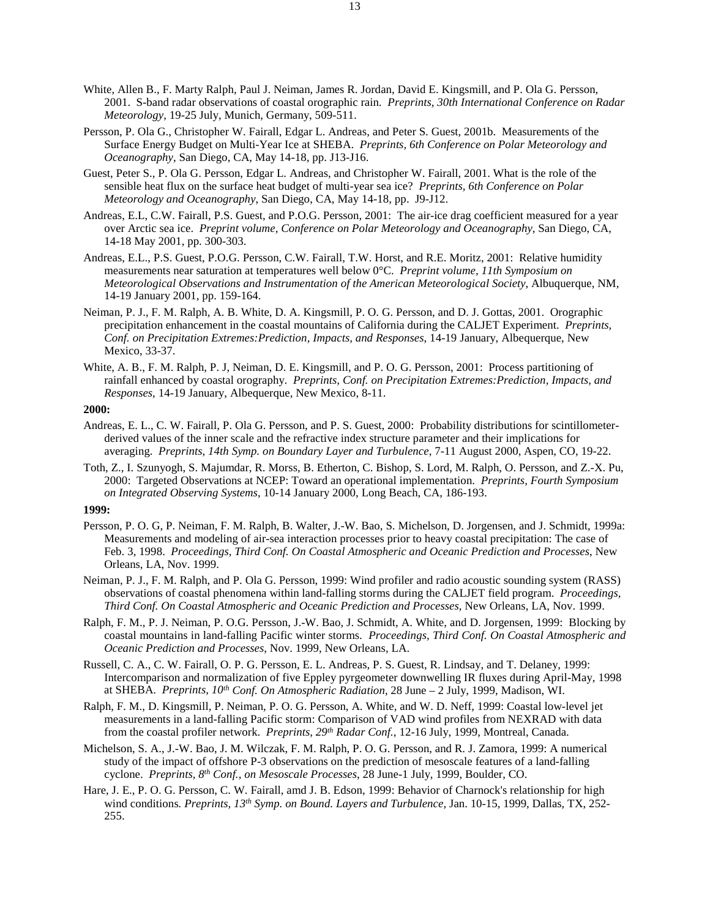White, Allen B., F. Marty Ralph, Paul J. Neiman, James R. Jordan, David E. Kingsmill, and P. Ola G. Persson, 2001. S-band radar observations of coastal orographic rain. *Preprints, 30th International Conference on Radar Meteorology*, 19-25 July, Munich, Germany, 509-511.

Persson, P. Ola G., Christopher W. Fairall, Edgar L. Andreas, and Peter S. Guest, 2001b. Measurements of the Surface Energy Budget on Multi-Year Ice at SHEBA. *Preprints, 6th Conference on Polar Meteorology and Oceanography*, San Diego, CA, May 14-18, pp. J13-J16.

Guest, Peter S., P. Ola G. Persson, Edgar L. Andreas, and Christopher W. Fairall, 2001. What is the role of the sensible heat flux on the surface heat budget of multi-year sea ice? *Preprints, 6th Conference on Polar Meteorology and Oceanography*, San Diego, CA, May 14-18, pp. J9-J12.

Andreas, E.L, C.W. Fairall, P.S. Guest, and P.O.G. Persson, 2001: The air-ice drag coefficient measured for a year over Arctic sea ice. *Preprint volume, Conference on Polar Meteorology and Oceanography*, San Diego, CA, 14-18 May 2001, pp. 300-303.

Andreas, E.L., P.S. Guest, P.O.G. Persson, C.W. Fairall, T.W. Horst, and R.E. Moritz, 2001: Relative humidity measurements near saturation at temperatures well below 0°C. *Preprint volume, 11th Symposium on Meteorological Observations and Instrumentation of the American Meteorological Society*, Albuquerque, NM, 14-19 January 2001, pp. 159-164.

Neiman, P. J., F. M. Ralph, A. B. White, D. A. Kingsmill, P. O. G. Persson, and D. J. Gottas, 2001. Orographic precipitation enhancement in the coastal mountains of California during the CALJET Experiment. *Preprints, Conf. on Precipitation Extremes:Prediction, Impacts, and Responses*, 14-19 January, Albequerque, New Mexico, 33-37.

White, A. B., F. M. Ralph, P. J, Neiman, D. E. Kingsmill, and P. O. G. Persson, 2001: Process partitioning of rainfall enhanced by coastal orography. *Preprints, Conf. on Precipitation Extremes:Prediction, Impacts, and Responses*, 14-19 January, Albequerque, New Mexico, 8-11.

**2000:**

Andreas, E. L., C. W. Fairall, P. Ola G. Persson, and P. S. Guest, 2000: Probability distributions for scintillometer-derived values of the inner scale and the refractive index structure parameter and their implications for averaging. *Preprints, 14th Symp. on Boundary Layer and Turbulence*, 7-11 August 2000, Aspen, CO, 19-22.

Toth, Z., I. Szunyogh, S. Majumdar, R. Morss, B. Etherton, C. Bishop, S. Lord, M. Ralph, O. Persson, and Z.-X. Pu, 2000: Targeted Observations at NCEP: Toward an operational implementation. *Preprints, Fourth Symposium on Integrated Observing Systems*, 10-14 January 2000, Long Beach, CA, 186-193.

**1999:**

Persson, P. O. G, P. Neiman, F. M. Ralph, B. Walter, J.-W. Bao, S. Michelson, D. Jorgensen, and J. Schmidt, 1999a: Measurements and modeling of air-sea interaction processes prior to heavy coastal precipitation: The case of Feb. 3, 1998. *Proceedings, Third Conf. On Coastal Atmospheric and Oceanic Prediction and Processes*, New Orleans, LA, Nov. 1999.

Neiman, P. J., F. M. Ralph, and P. Ola G. Persson, 1999: Wind profiler and radio acoustic sounding system (RASS) observations of coastal phenomena within land-falling storms during the CALJET field program. *Proceedings, Third Conf. On Coastal Atmospheric and Oceanic Prediction and Processes*, New Orleans, LA, Nov. 1999.

Ralph, F. M., P. J. Neiman, P. O.G. Persson, J.-W. Bao, J. Schmidt, A. White, and D. Jorgensen, 1999: Blocking by coastal mountains in land-falling Pacific winter storms. *Proceedings, Third Conf. On Coastal Atmospheric and Oceanic Prediction and Processes*, Nov. 1999, New Orleans, LA.

Russell, C. A., C. W. Fairall, O. P. G. Persson, E. L. Andreas, P. S. Guest, R. Lindsay, and T. Delaney, 1999: Intercomparison and normalization of five Eppley pyrgeometer downwelling IR fluxes during April-May, 1998 at SHEBA. *Preprints, 10th Conf. On Atmospheric Radiation*, 28 June – 2 July, 1999, Madison, WI.

Ralph, F. M., D. Kingsmill, P. Neiman, P. O. G. Persson, A. White, and W. D. Neff, 1999: Coastal low-level jet measurements in a land-falling Pacific storm: Comparison of VAD wind profiles from NEXRAD with data from the coastal profiler network. *Preprints, 29th Radar Conf.*, 12-16 July, 1999, Montreal, Canada.

Michelson, S. A., J.-W. Bao, J. M. Wilczak, F. M. Ralph, P. O. G. Persson, and R. J. Zamora, 1999: A numerical study of the impact of offshore P-3 observations on the prediction of mesoscale features of a land-falling cyclone. *Preprints, 8th Conf., on Mesoscale Processes*, 28 June-1 July, 1999, Boulder, CO.

Hare, J. E., P. O. G. Persson, C. W. Fairall, amd J. B. Edson, 1999: Behavior of Charnock's relationship for high wind conditions. *Preprints, 13th Symp. on Bound. Layers and Turbulence*, Jan. 10-15, 1999, Dallas, TX, 252-255.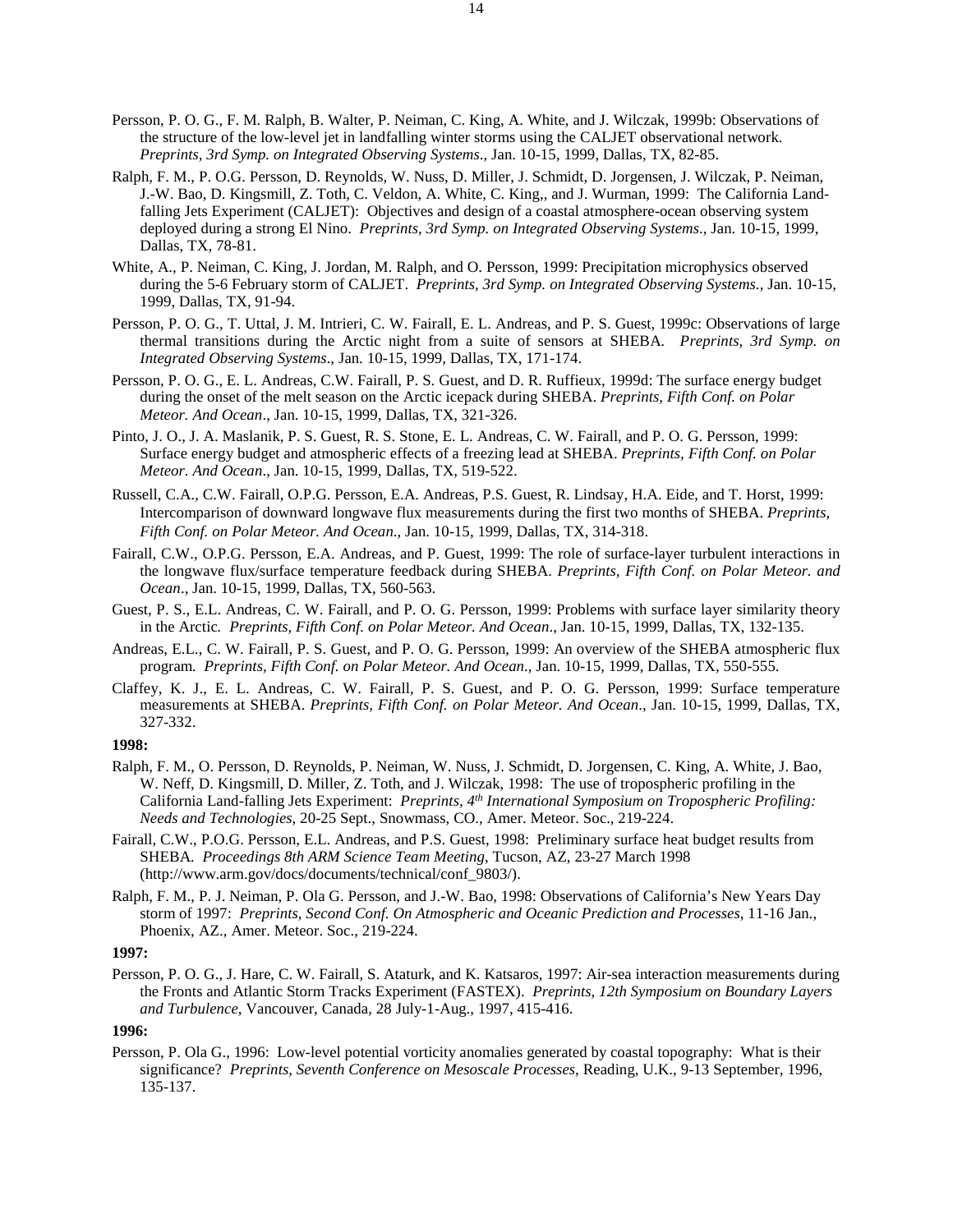Persson, P. O. G., F. M. Ralph, B. Walter, P. Neiman, C. King, A. White, and J. Wilczak, 1999b: Observations of the structure of the low-level jet in landfalling winter storms using the CALJET observational network. *Preprints, 3rd Symp. on Integrated Observing Systems*., Jan. 10-15, 1999, Dallas, TX, 82-85.

Ralph, F. M., P. O.G. Persson, D. Reynolds, W. Nuss, D. Miller, J. Schmidt, D. Jorgensen, J. Wilczak, P. Neiman, J.-W. Bao, D. Kingsmill, Z. Toth, C. Veldon, A. White, C. King,, and J. Wurman, 1999: The California Land-falling Jets Experiment (CALJET): Objectives and design of a coastal atmosphere-ocean observing system deployed during a strong El Nino. *Preprints, 3rd Symp. on Integrated Observing Systems*., Jan. 10-15, 1999, Dallas, TX, 78-81.

White, A., P. Neiman, C. King, J. Jordan, M. Ralph, and O. Persson, 1999: Precipitation microphysics observed during the 5-6 February storm of CALJET. *Preprints, 3rd Symp. on Integrated Observing Systems*., Jan. 10-15, 1999, Dallas, TX, 91-94.

Persson, P. O. G., T. Uttal, J. M. Intrieri, C. W. Fairall, E. L. Andreas, and P. S. Guest, 1999c: Observations of large thermal transitions during the Arctic night from a suite of sensors at SHEBA. *Preprints, 3rd Symp. on Integrated Observing Systems*., Jan. 10-15, 1999, Dallas, TX, 171-174.

Persson, P. O. G., E. L. Andreas, C.W. Fairall, P. S. Guest, and D. R. Ruffieux, 1999d: The surface energy budget during the onset of the melt season on the Arctic icepack during SHEBA. *Preprints, Fifth Conf. on Polar Meteor. And Ocean*., Jan. 10-15, 1999, Dallas, TX, 321-326.

Pinto, J. O., J. A. Maslanik, P. S. Guest, R. S. Stone, E. L. Andreas, C. W. Fairall, and P. O. G. Persson, 1999: Surface energy budget and atmospheric effects of a freezing lead at SHEBA. *Preprints, Fifth Conf. on Polar Meteor. And Ocean*., Jan. 10-15, 1999, Dallas, TX, 519-522.

Russell, C.A., C.W. Fairall, O.P.G. Persson, E.A. Andreas, P.S. Guest, R. Lindsay, H.A. Eide, and T. Horst, 1999: Intercomparison of downward longwave flux measurements during the first two months of SHEBA. *Preprints, Fifth Conf. on Polar Meteor. And Ocean*., Jan. 10-15, 1999, Dallas, TX, 314-318.

Fairall, C.W., O.P.G. Persson, E.A. Andreas, and P. Guest, 1999: The role of surface-layer turbulent interactions in the longwave flux/surface temperature feedback during SHEBA. *Preprints, Fifth Conf. on Polar Meteor. and Ocean*., Jan. 10-15, 1999, Dallas, TX, 560-563.

Guest, P. S., E.L. Andreas, C. W. Fairall, and P. O. G. Persson, 1999: Problems with surface layer similarity theory in the Arctic. *Preprints, Fifth Conf. on Polar Meteor. And Ocean*., Jan. 10-15, 1999, Dallas, TX, 132-135.

Andreas, E.L., C. W. Fairall, P. S. Guest, and P. O. G. Persson, 1999: An overview of the SHEBA atmospheric flux program. *Preprints, Fifth Conf. on Polar Meteor. And Ocean*., Jan. 10-15, 1999, Dallas, TX, 550-555.

Claffey, K. J., E. L. Andreas, C. W. Fairall, P. S. Guest, and P. O. G. Persson, 1999: Surface temperature measurements at SHEBA. *Preprints, Fifth Conf. on Polar Meteor. And Ocean*., Jan. 10-15, 1999, Dallas, TX, 327-332.

**1998:**

Ralph, F. M., O. Persson, D. Reynolds, P. Neiman, W. Nuss, J. Schmidt, D. Jorgensen, C. King, A. White, J. Bao, W. Neff, D. Kingsmill, D. Miller, Z. Toth, and J. Wilczak, 1998: The use of tropospheric profiling in the California Land-falling Jets Experiment: *Preprints, 4th International Symposium on Tropospheric Profiling: Needs and Technologies*, 20-25 Sept., Snowmass, CO., Amer. Meteor. Soc., 219-224.

Fairall, C.W., P.O.G. Persson, E.L. Andreas, and P.S. Guest, 1998: Preliminary surface heat budget results from SHEBA. *Proceedings 8th ARM Science Team Meeting*, Tucson, AZ, 23-27 March 1998 (http://www.arm.gov/docs/documents/technical/conf_9803/).

Ralph, F. M., P. J. Neiman, P. Ola G. Persson, and J.-W. Bao, 1998: Observations of California's New Years Day storm of 1997: *Preprints, Second Conf. On Atmospheric and Oceanic Prediction and Processes*, 11-16 Jan., Phoenix, AZ., Amer. Meteor. Soc., 219-224.

**1997:**

Persson, P. O. G., J. Hare, C. W. Fairall, S. Ataturk, and K. Katsaros, 1997: Air-sea interaction measurements during the Fronts and Atlantic Storm Tracks Experiment (FASTEX). *Preprints, 12th Symposium on Boundary Layers and Turbulence*, Vancouver, Canada, 28 July-1-Aug., 1997, 415-416.

**1996:**

Persson, P. Ola G., 1996: Low-level potential vorticity anomalies generated by coastal topography: What is their significance? *Preprints, Seventh Conference on Mesoscale Processes*, Reading, U.K., 9-13 September, 1996, 135-137.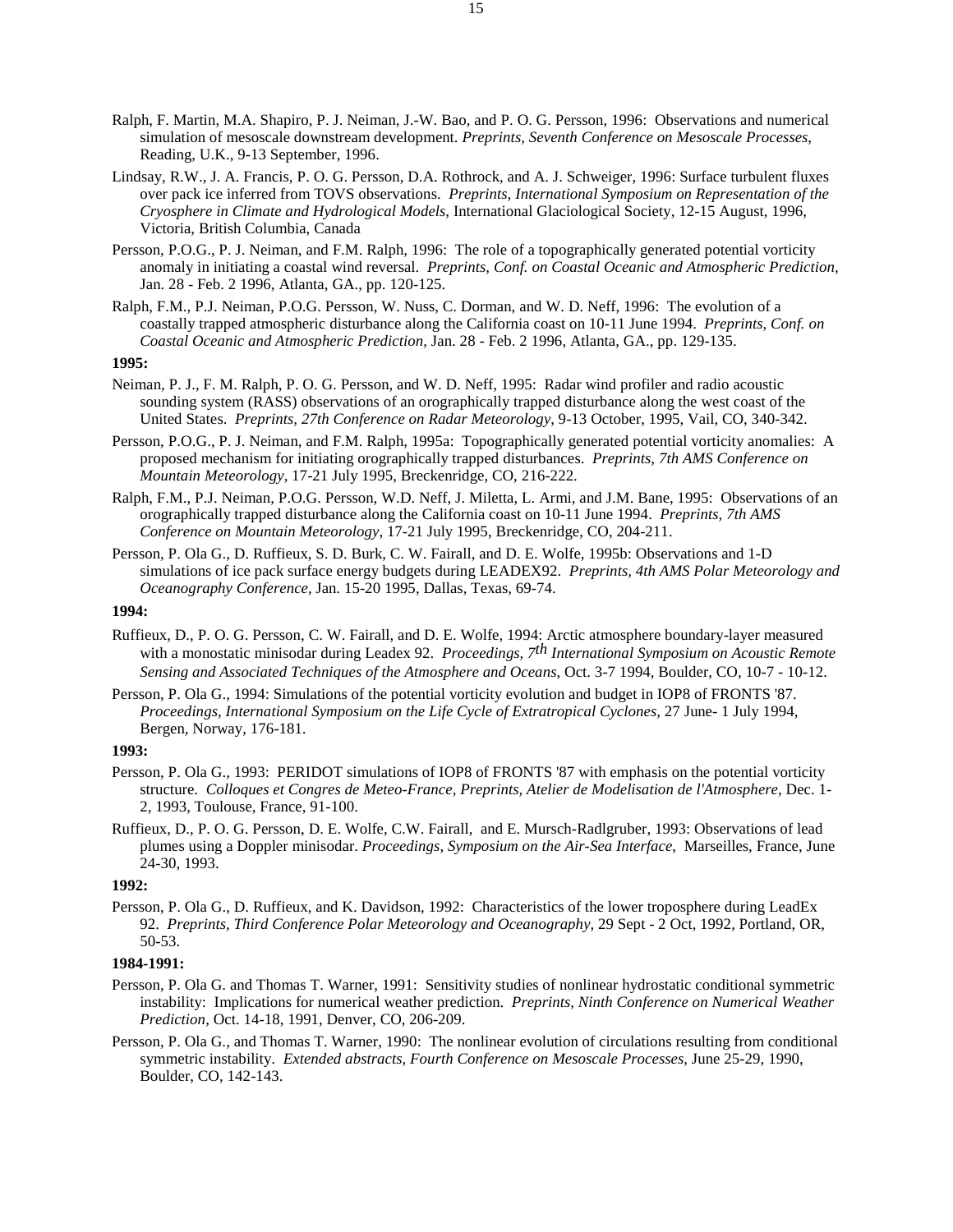Ralph, F. Martin, M.A. Shapiro, P. J. Neiman, J.-W. Bao, and P. O. G. Persson, 1996: Observations and numerical simulation of mesoscale downstream development. *Preprints, Seventh Conference on Mesoscale Processes*, Reading, U.K., 9-13 September, 1996.

Lindsay, R.W., J. A. Francis, P. O. G. Persson, D.A. Rothrock, and A. J. Schweiger, 1996: Surface turbulent fluxes over pack ice inferred from TOVS observations. *Preprints, International Symposium on Representation of the Cryosphere in Climate and Hydrological Models*, International Glaciological Society, 12-15 August, 1996, Victoria, British Columbia, Canada

Persson, P.O.G., P. J. Neiman, and F.M. Ralph, 1996: The role of a topographically generated potential vorticity anomaly in initiating a coastal wind reversal. *Preprints, Conf. on Coastal Oceanic and Atmospheric Prediction*, Jan. 28 - Feb. 2 1996, Atlanta, GA., pp. 120-125.

Ralph, F.M., P.J. Neiman, P.O.G. Persson, W. Nuss, C. Dorman, and W. D. Neff, 1996: The evolution of a coastally trapped atmospheric disturbance along the California coast on 10-11 June 1994. *Preprints, Conf. on Coastal Oceanic and Atmospheric Prediction*, Jan. 28 - Feb. 2 1996, Atlanta, GA., pp. 129-135.

**1995:**

Neiman, P. J., F. M. Ralph, P. O. G. Persson, and W. D. Neff, 1995: Radar wind profiler and radio acoustic sounding system (RASS) observations of an orographically trapped disturbance along the west coast of the United States. *Preprints, 27th Conference on Radar Meteorology*, 9-13 October, 1995, Vail, CO, 340-342.

Persson, P.O.G., P. J. Neiman, and F.M. Ralph, 1995a: Topographically generated potential vorticity anomalies: A proposed mechanism for initiating orographically trapped disturbances. *Preprints, 7th AMS Conference on Mountain Meteorology*, 17-21 July 1995, Breckenridge, CO, 216-222.

Ralph, F.M., P.J. Neiman, P.O.G. Persson, W.D. Neff, J. Miletta, L. Armi, and J.M. Bane, 1995: Observations of an orographically trapped disturbance along the California coast on 10-11 June 1994. *Preprints, 7th AMS Conference on Mountain Meteorology*, 17-21 July 1995, Breckenridge, CO, 204-211.

Persson, P. Ola G., D. Ruffieux, S. D. Burk, C. W. Fairall, and D. E. Wolfe, 1995b: Observations and 1-D simulations of ice pack surface energy budgets during LEADEX92. *Preprints, 4th AMS Polar Meteorology and Oceanography Conference*, Jan. 15-20 1995, Dallas, Texas, 69-74.

**1994:**

Ruffieux, D., P. O. G. Persson, C. W. Fairall, and D. E. Wolfe, 1994: Arctic atmosphere boundary-layer measured with a monostatic minisodar during Leadex 92. *Proceedings, 7th International Symposium on Acoustic Remote Sensing and Associated Techniques of the Atmosphere and Oceans*, Oct. 3-7 1994, Boulder, CO, 10-7 - 10-12.

Persson, P. Ola G., 1994: Simulations of the potential vorticity evolution and budget in IOP8 of FRONTS '87. *Proceedings, International Symposium on the Life Cycle of Extratropical Cyclones*, 27 June- 1 July 1994, Bergen, Norway, 176-181.

**1993:**

Persson, P. Ola G., 1993: PERIDOT simulations of IOP8 of FRONTS '87 with emphasis on the potential vorticity structure. *Colloques et Congres de Meteo-France, Preprints, Atelier de Modelisation de l'Atmosphere*, Dec. 1-2, 1993, Toulouse, France, 91-100.

Ruffieux, D., P. O. G. Persson, D. E. Wolfe, C.W. Fairall, and E. Mursch-Radlgruber, 1993: Observations of lead plumes using a Doppler minisodar. *Proceedings, Symposium on the Air-Sea Interface*, Marseilles, France, June 24-30, 1993.

**1992:**

Persson, P. Ola G., D. Ruffieux, and K. Davidson, 1992: Characteristics of the lower troposphere during LeadEx 92. *Preprints, Third Conference Polar Meteorology and Oceanography*, 29 Sept - 2 Oct, 1992, Portland, OR, 50-53.

**1984-1991:**

Persson, P. Ola G. and Thomas T. Warner, 1991: Sensitivity studies of nonlinear hydrostatic conditional symmetric instability: Implications for numerical weather prediction. *Preprints, Ninth Conference on Numerical Weather Prediction,* Oct. 14-18, 1991, Denver, CO, 206-209.

Persson, P. Ola G., and Thomas T. Warner, 1990: The nonlinear evolution of circulations resulting from conditional symmetric instability. *Extended abstracts, Fourth Conference on Mesoscale Processes,* June 25-29, 1990, Boulder, CO, 142-143.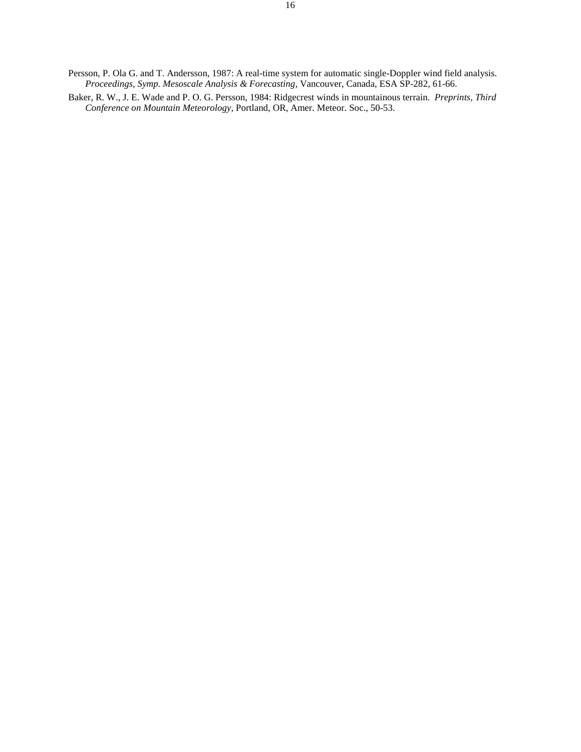Persson, P. Ola G. and T. Andersson, 1987: A real-time system for automatic single-Doppler wind field analysis. *Proceedings, Symp. Mesoscale Analysis & Forecasting*, Vancouver, Canada, ESA SP-282, 61-66.

Baker, R. W., J. E. Wade and P. O. G. Persson, 1984: Ridgecrest winds in mountainous terrain. *Preprints, Third Conference on Mountain Meteorology*, Portland, OR, Amer. Meteor. Soc., 50-53.